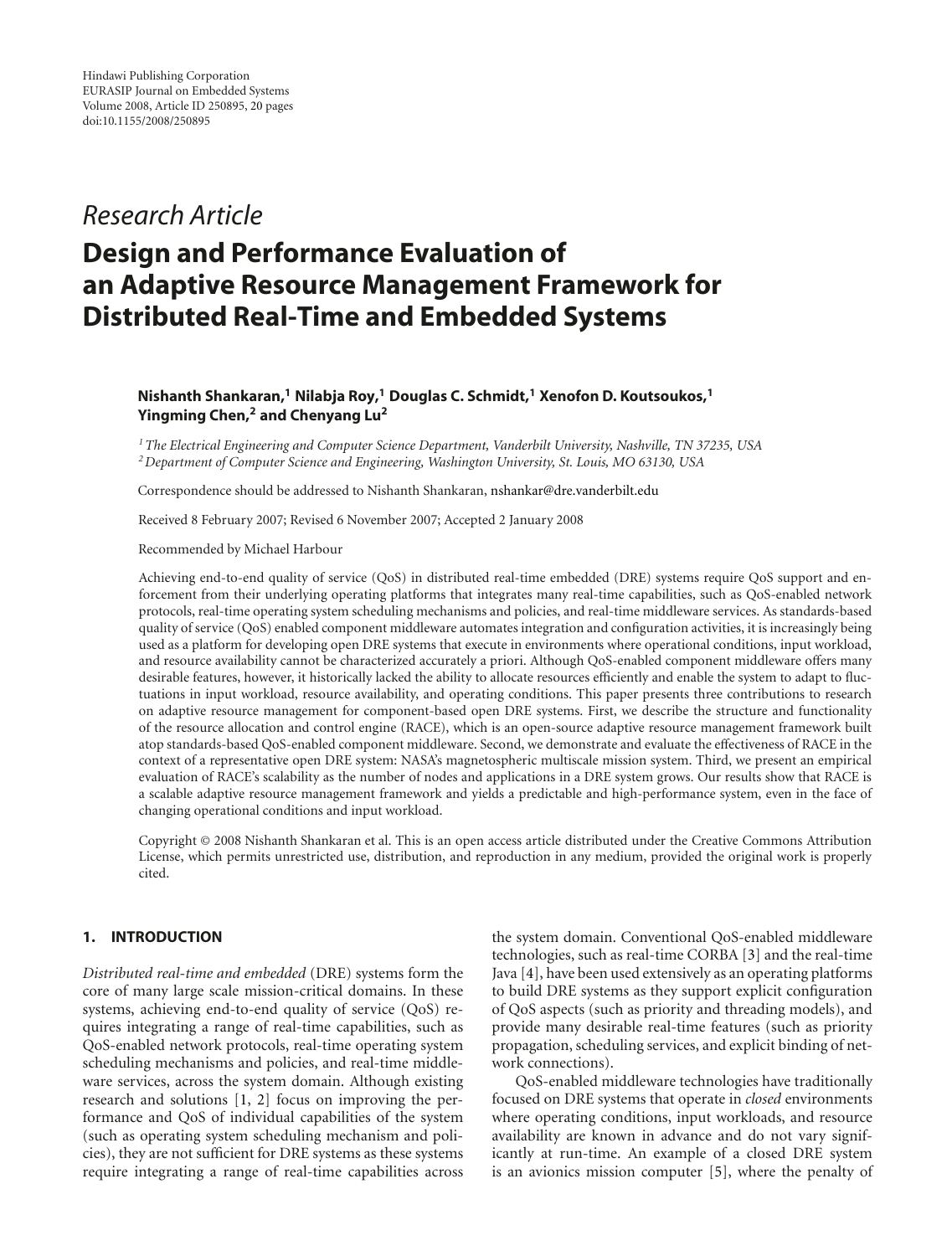Hindawi Publishing Corporation
EURASIP Journal on Embedded Systems
Volume 2008, Article ID 250895, 20 pages
doi:10.1155/2008/250895

*Research Article*

# Design and Performance Evaluation of an Adaptive Resource Management Framework for Distributed Real-Time and Embedded Systems

**Nishanth Shankaran,[1] Nilabja Roy,[1] Douglas C. Schmidt,[1] Xenofon D. Koutsoukos,[1] Yingming Chen,[2] and Chenyang Lu[2]**

[1] *The Electrical Engineering and Computer Science Department, Vanderbilt University, Nashville, TN 37235, USA*
[2] *Department of Computer Science and Engineering, Washington University, St. Louis, MO 63130, USA*

Correspondence should be addressed to Nishanth Shankaran, nshankar@dre.vanderbilt.edu

Received 8 February 2007; Revised 6 November 2007; Accepted 2 January 2008

Recommended by Michael Harbour

Achieving end-to-end quality of service (QoS) in distributed real-time embedded (DRE) systems require QoS support and enforcement from their underlying operating platforms that integrates many real-time capabilities, such as QoS-enabled network protocols, real-time operating system scheduling mechanisms and policies, and real-time middleware services. As standards-based quality of service (QoS) enabled component middleware automates integration and configuration activities, it is increasingly being used as a platform for developing open DRE systems that execute in environments where operational conditions, input workload, and resource availability cannot be characterized accurately a priori. Although QoS-enabled component middleware offers many desirable features, however, it historically lacked the ability to allocate resources efficiently and enable the system to adapt to fluctuations in input workload, resource availability, and operating conditions. This paper presents three contributions to research on adaptive resource management for component-based open DRE systems. First, we describe the structure and functionality of the resource allocation and control engine (RACE), which is an open-source adaptive resource management framework built atop standards-based QoS-enabled component middleware. Second, we demonstrate and evaluate the effectiveness of RACE in the context of a representative open DRE system: NASA's magnetospheric multiscale mission system. Third, we present an empirical evaluation of RACE's scalability as the number of nodes and applications in a DRE system grows. Our results show that RACE is a scalable adaptive resource management framework and yields a predictable and high-performance system, even in the face of changing operational conditions and input workload.

Copyright © 2008 Nishanth Shankaran et al. This is an open access article distributed under the Creative Commons Attribution License, which permits unrestricted use, distribution, and reproduction in any medium, provided the original work is properly cited.

## 1. INTRODUCTION

*Distributed real-time and embedded* (DRE) systems form the core of many large scale mission-critical domains. In these systems, achieving end-to-end quality of service (QoS) requires integrating a range of real-time capabilities, such as QoS-enabled network protocols, real-time operating system scheduling mechanisms and policies, and real-time middleware services, across the system domain. Although existing research and solutions [1, 2] focus on improving the performance and QoS of individual capabilities of the system (such as operating system scheduling mechanism and policies), they are not sufficient for DRE systems as these systems require integrating a range of real-time capabilities across the system domain. Conventional QoS-enabled middleware technologies, such as real-time CORBA [3] and the real-time Java [4], have been used extensively as an operating platforms to build DRE systems as they support explicit configuration of QoS aspects (such as priority and threading models), and provide many desirable real-time features (such as priority propagation, scheduling services, and explicit binding of network connections).

QoS-enabled middleware technologies have traditionally focused on DRE systems that operate in *closed* environments where operating conditions, input workloads, and resource availability are known in advance and do not vary significantly at run-time. An example of a closed DRE system is an avionics mission computer [5], where the penalty of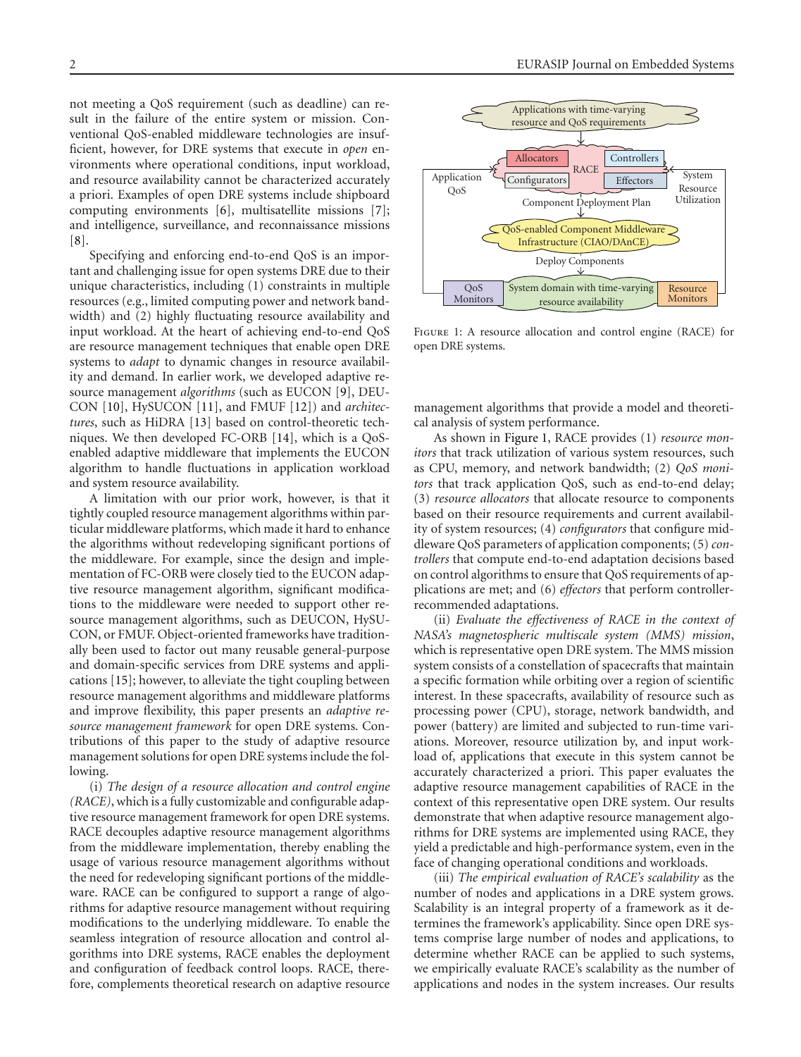not meeting a QoS requirement (such as deadline) can result in the failure of the entire system or mission. Conventional QoS-enabled middleware technologies are insufficient, however, for DRE systems that execute in *open* environments where operational conditions, input workload, and resource availability cannot be characterized accurately a priori. Examples of open DRE systems include shipboard computing environments [6], multisatellite missions [7]; and intelligence, surveillance, and reconnaissance missions [8].

Specifying and enforcing end-to-end QoS is an important and challenging issue for open systems DRE due to their unique characteristics, including (1) constraints in multiple resources (e.g., limited computing power and network bandwidth) and (2) highly fluctuating resource availability and input workload. At the heart of achieving end-to-end QoS are resource management techniques that enable open DRE systems to *adapt* to dynamic changes in resource availability and demand. In earlier work, we developed adaptive resource management *algorithms* (such as EUCON [9], DEUCON [10], HySUCON [11], and FMUF [12]) and *architectures*, such as HiDRA [13] based on control-theoretic techniques. We then developed FC-ORB [14], which is a QoS-enabled adaptive middleware that implements the EUCON algorithm to handle fluctuations in application workload and system resource availability.

A limitation with our prior work, however, is that it tightly coupled resource management algorithms within particular middleware platforms, which made it hard to enhance the algorithms without redeveloping significant portions of the middleware. For example, since the design and implementation of FC-ORB were closely tied to the EUCON adaptive resource management algorithm, significant modifications to the middleware were needed to support other resource management algorithms, such as DEUCON, HySUCON, or FMUF. Object-oriented frameworks have traditionally been used to factor out many reusable general-purpose and domain-specific services from DRE systems and applications [15]; however, to alleviate the tight coupling between resource management algorithms and middleware platforms and improve flexibility, this paper presents an *adaptive resource management framework* for open DRE systems. Contributions of this paper to the study of adaptive resource management solutions for open DRE systems include the following.

(i) *The design of a resource allocation and control engine (RACE)*, which is a fully customizable and configurable adaptive resource management framework for open DRE systems. RACE decouples adaptive resource management algorithms from the middleware implementation, thereby enabling the usage of various resource management algorithms without the need for redeveloping significant portions of the middleware. RACE can be configured to support a range of algorithms for adaptive resource management without requiring modifications to the underlying middleware. To enable the seamless integration of resource allocation and control algorithms into DRE systems, RACE enables the deployment and configuration of feedback control loops. RACE, therefore, complements theoretical research on adaptive resource management algorithms that provide a model and theoretical analysis of system performance.

Applications with time-varying resource and QoS requirements
Allocators
Controllers
RACE
Configurators
Effectors
Application QoS
System Resource Utilization
Component Deployment Plan
QoS-enabled Component Middleware Infrastructure (CIAO/DAnCE)
Deploy Components
QoS Monitors
System domain with time-varying resource availability
Resource Monitors

Figure 1: A resource allocation and control engine (RACE) for open DRE systems.

As shown in Figure 1, RACE provides (1) *resource monitors* that track utilization of various system resources, such as CPU, memory, and network bandwidth; (2) *QoS monitors* that track application QoS, such as end-to-end delay; (3) *resource allocators* that allocate resource to components based on their resource requirements and current availability of system resources; (4) *configurators* that configure middleware QoS parameters of application components; (5) *controllers* that compute end-to-end adaptation decisions based on control algorithms to ensure that QoS requirements of applications are met; and (6) *effectors* that perform controller-recommended adaptations.

(ii) *Evaluate the effectiveness of RACE in the context of NASA's magnetospheric multiscale system (MMS) mission*, which is representative open DRE system. The MMS mission system consists of a constellation of spacecrafts that maintain a specific formation while orbiting over a region of scientific interest. In these spacecrafts, availability of resource such as processing power (CPU), storage, network bandwidth, and power (battery) are limited and subjected to run-time variations. Moreover, resource utilization by, and input workload of, applications that execute in this system cannot be accurately characterized a priori. This paper evaluates the adaptive resource management capabilities of RACE in the context of this representative open DRE system. Our results demonstrate that when adaptive resource management algorithms for DRE systems are implemented using RACE, they yield a predictable and high-performance system, even in the face of changing operational conditions and workloads.

(iii) *The empirical evaluation of RACE's scalability* as the number of nodes and applications in a DRE system grows. Scalability is an integral property of a framework as it determines the framework's applicability. Since open DRE systems comprise large number of nodes and applications, to determine whether RACE can be applied to such systems, we empirically evaluate RACE's scalability as the number of applications and nodes in the system increases. Our results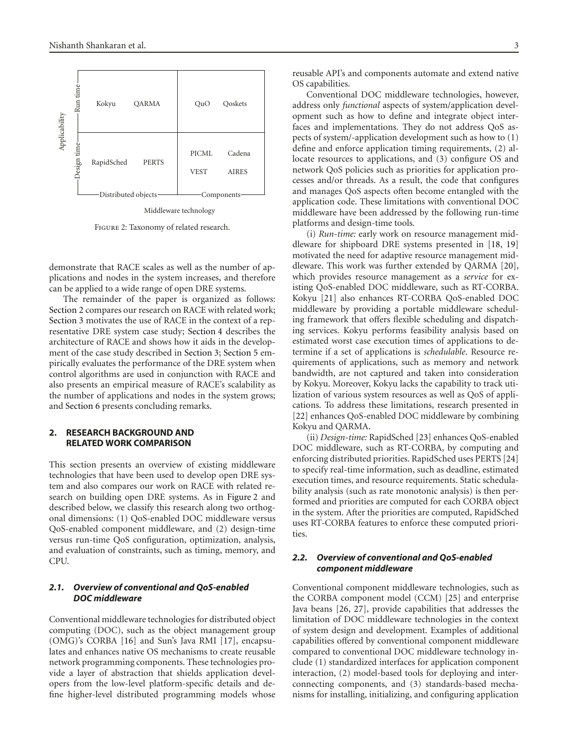| Applicability | | Distributed objects | | Components | |
|---|---|---|---|---|---|
| Run time | | Kokyu | QARMA | QuO | Qoskets |
| Design time | | RapidSched | PERTS | PICML, VEST | Cadena, AIRES |

Middleware technology

Figure 2: Taxonomy of related research.

demonstrate that RACE scales as well as the number of applications and nodes in the system increases, and therefore can be applied to a wide range of open DRE systems.

The remainder of the paper is organized as follows: Section 2 compares our research on RACE with related work; Section 3 motivates the use of RACE in the context of a representative DRE system case study; Section 4 describes the architecture of RACE and shows how it aids in the development of the case study described in Section 3; Section 5 empirically evaluates the performance of the DRE system when control algorithms are used in conjunction with RACE and also presents an empirical measure of RACE's scalability as the number of applications and nodes in the system grows; and Section 6 presents concluding remarks.

## 2. RESEARCH BACKGROUND AND RELATED WORK COMPARISON

This section presents an overview of existing middleware technologies that have been used to develop open DRE system and also compares our work on RACE with related research on building open DRE systems. As in Figure 2 and described below, we classify this research along two orthogonal dimensions: (1) QoS-enabled DOC middleware versus QoS-enabled component middleware, and (2) design-time versus run-time QoS configuration, optimization, analysis, and evaluation of constraints, such as timing, memory, and CPU.

### 2.1. Overview of conventional and QoS-enabled DOC middleware

Conventional middleware technologies for distributed object computing (DOC), such as the object management group (OMG)'s CORBA [16] and Sun's Java RMI [17], encapsulates and enhances native OS mechanisms to create reusable network programming components. These technologies provide a layer of abstraction that shields application developers from the low-level platform-specific details and define higher-level distributed programming models whose reusable API's and components automate and extend native OS capabilities.

Conventional DOC middleware technologies, however, address only *functional* aspects of system/application development such as how to define and integrate object interfaces and implementations. They do not address QoS aspects of system/-application development such as how to (1) define and enforce application timing requirements, (2) allocate resources to applications, and (3) configure OS and network QoS policies such as priorities for application processes and/or threads. As a result, the code that configures and manages QoS aspects often become entangled with the application code. These limitations with conventional DOC middleware have been addressed by the following run-time platforms and design-time tools.

(i) *Run-time:* early work on resource management middleware for shipboard DRE systems presented in [18, 19] motivated the need for adaptive resource management middleware. This work was further extended by QARMA [20], which provides resource management as a *service* for existing QoS-enabled DOC middleware, such as RT-CORBA. Kokyu [21] also enhances RT-CORBA QoS-enabled DOC middleware by providing a portable middleware scheduling framework that offers flexible scheduling and dispatching services. Kokyu performs feasibility analysis based on estimated worst case execution times of applications to determine if a set of applications is *schedulable*. Resource requirements of applications, such as memory and network bandwidth, are not captured and taken into consideration by Kokyu. Moreover, Kokyu lacks the capability to track utilization of various system resources as well as QoS of applications. To address these limitations, research presented in [22] enhances QoS-enabled DOC middleware by combining Kokyu and QARMA.

(ii) *Design-time:* RapidSched [23] enhances QoS-enabled DOC middleware, such as RT-CORBA, by computing and enforcing distributed priorities. RapidSched uses PERTS [24] to specify real-time information, such as deadline, estimated execution times, and resource requirements. Static schedulability analysis (such as rate monotonic analysis) is then performed and priorities are computed for each CORBA object in the system. After the priorities are computed, RapidSched uses RT-CORBA features to enforce these computed priorities.

### 2.2. Overview of conventional and QoS-enabled component middleware

Conventional component middleware technologies, such as the CORBA component model (CCM) [25] and enterprise Java beans [26, 27], provide capabilities that addresses the limitation of DOC middleware technologies in the context of system design and development. Examples of additional capabilities offered by conventional component middleware compared to conventional DOC middleware technology include (1) standardized interfaces for application component interaction, (2) model-based tools for deploying and interconnecting components, and (3) standards-based mechanisms for installing, initializing, and configuring application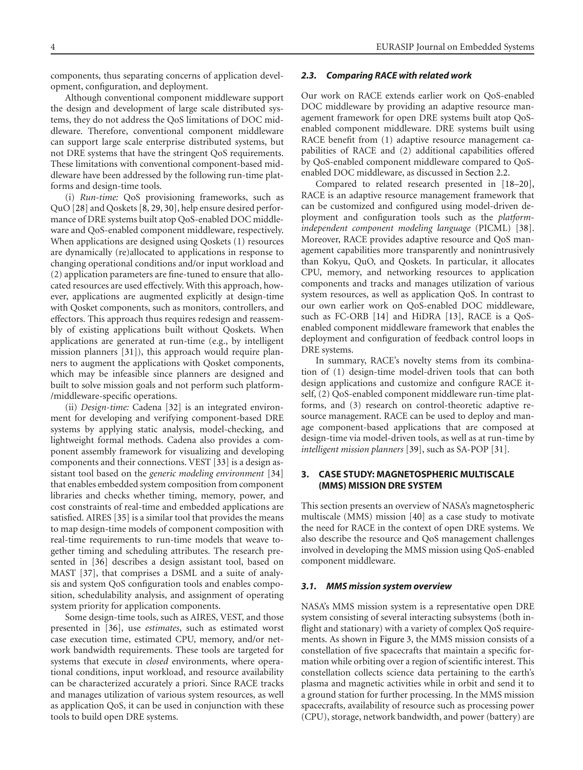components, thus separating concerns of application development, configuration, and deployment.

Although conventional component middleware support the design and development of large scale distributed systems, they do not address the QoS limitations of DOC middleware. Therefore, conventional component middleware can support large scale enterprise distributed systems, but not DRE systems that have the stringent QoS requirements. These limitations with conventional component-based middleware have been addressed by the following run-time platforms and design-time tools.

(i) *Run-time:* QoS provisioning frameworks, such as QuO [28] and Qoskets [8, 29, 30], help ensure desired performance of DRE systems built atop QoS-enabled DOC middleware and QoS-enabled component middleware, respectively. When applications are designed using Qoskets (1) resources are dynamically (re)allocated to applications in response to changing operational conditions and/or input workload and (2) application parameters are fine-tuned to ensure that allocated resources are used effectively. With this approach, however, applications are augmented explicitly at design-time with Qosket components, such as monitors, controllers, and effectors. This approach thus requires redesign and reassembly of existing applications built without Qoskets. When applications are generated at run-time (e.g., by intelligent mission planners [31]), this approach would require planners to augment the applications with Qosket components, which may be infeasible since planners are designed and built to solve mission goals and not perform such platform-/middleware-specific operations.

(ii) *Design-time:* Cadena [32] is an integrated environment for developing and verifying component-based DRE systems by applying static analysis, model-checking, and lightweight formal methods. Cadena also provides a component assembly framework for visualizing and developing components and their connections. VEST [33] is a design assistant tool based on the *generic modeling environment* [34] that enables embedded system composition from component libraries and checks whether timing, memory, power, and cost constraints of real-time and embedded applications are satisfied. AIRES [35] is a similar tool that provides the means to map design-time models of component composition with real-time requirements to run-time models that weave together timing and scheduling attributes. The research presented in [36] describes a design assistant tool, based on MAST [37], that comprises a DSML and a suite of analysis and system QoS configuration tools and enables composition, schedulability analysis, and assignment of operating system priority for application components.

Some design-time tools, such as AIRES, VEST, and those presented in [36], use *estimates*, such as estimated worst case execution time, estimated CPU, memory, and/or network bandwidth requirements. These tools are targeted for systems that execute in *closed* environments, where operational conditions, input workload, and resource availability can be characterized accurately a priori. Since RACE tracks and manages utilization of various system resources, as well as application QoS, it can be used in conjunction with these tools to build open DRE systems.

### 2.3. Comparing RACE with related work

Our work on RACE extends earlier work on QoS-enabled DOC middleware by providing an adaptive resource management framework for open DRE systems built atop QoS-enabled component middleware. DRE systems built using RACE benefit from (1) adaptive resource management capabilities of RACE and (2) additional capabilities offered by QoS-enabled component middleware compared to QoS-enabled DOC middleware, as discussed in Section 2.2.

Compared to related research presented in [18–20], RACE is an adaptive resource management framework that can be customized and configured using model-driven deployment and configuration tools such as the *platform-independent component modeling language* (PICML) [38]. Moreover, RACE provides adaptive resource and QoS management capabilities more transparently and nonintrusively than Kokyu, QuO, and Qoskets. In particular, it allocates CPU, memory, and networking resources to application components and tracks and manages utilization of various system resources, as well as application QoS. In contrast to our own earlier work on QoS-enabled DOC middleware, such as FC-ORB [14] and HiDRA [13], RACE is a QoS-enabled component middleware framework that enables the deployment and configuration of feedback control loops in DRE systems.

In summary, RACE's novelty stems from its combination of (1) design-time model-driven tools that can both design applications and customize and configure RACE itself, (2) QoS-enabled component middleware run-time platforms, and (3) research on control-theoretic adaptive resource management. RACE can be used to deploy and manage component-based applications that are composed at design-time via model-driven tools, as well as at run-time by *intelligent mission planners* [39], such as SA-POP [31].

## 3. CASE STUDY: MAGNETOSPHERIC MULTISCALE (MMS) MISSION DRE SYSTEM

This section presents an overview of NASA's magnetospheric multiscale (MMS) mission [40] as a case study to motivate the need for RACE in the context of open DRE systems. We also describe the resource and QoS management challenges involved in developing the MMS mission using QoS-enabled component middleware.

### 3.1. MMS mission system overview

NASA's MMS mission system is a representative open DRE system consisting of several interacting subsystems (both in-flight and stationary) with a variety of complex QoS requirements. As shown in Figure 3, the MMS mission consists of a constellation of five spacecrafts that maintain a specific formation while orbiting over a region of scientific interest. This constellation collects science data pertaining to the earth's plasma and magnetic activities while in orbit and send it to a ground station for further processing. In the MMS mission spacecrafts, availability of resource such as processing power (CPU), storage, network bandwidth, and power (battery) are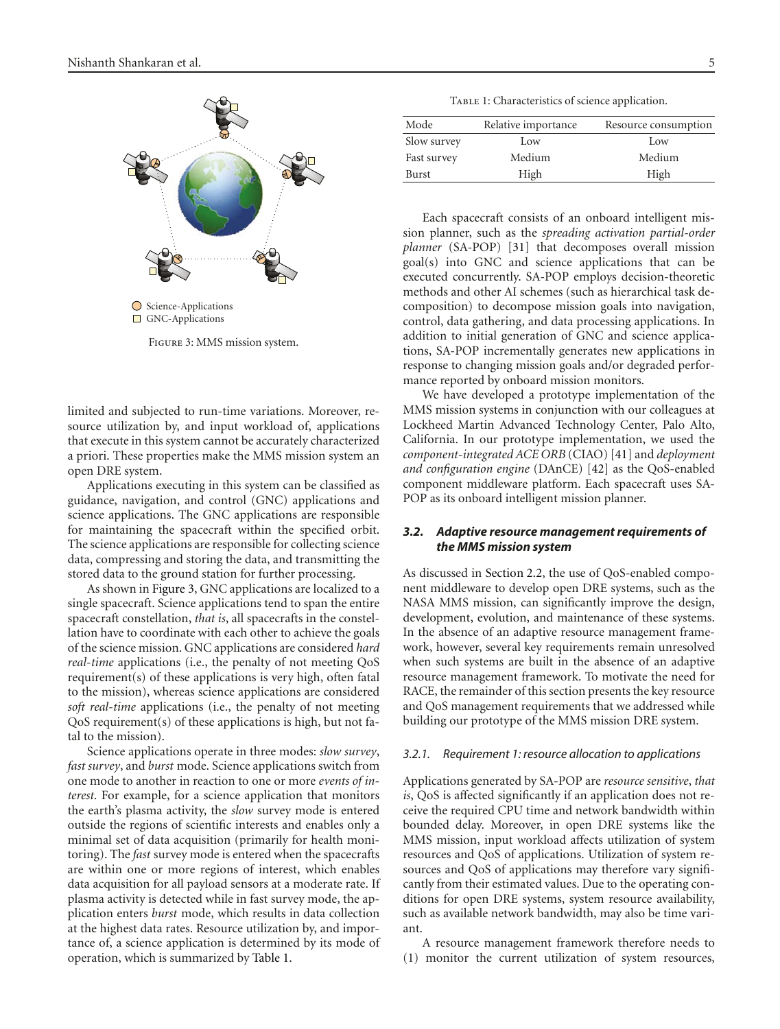Science-Applications
GNC-Applications

Figure 3: MMS mission system.

limited and subjected to run-time variations. Moreover, resource utilization by, and input workload of, applications that execute in this system cannot be accurately characterized a priori. These properties make the MMS mission system an open DRE system.

Applications executing in this system can be classified as guidance, navigation, and control (GNC) applications and science applications. The GNC applications are responsible for maintaining the spacecraft within the specified orbit. The science applications are responsible for collecting science data, compressing and storing the data, and transmitting the stored data to the ground station for further processing.

As shown in Figure 3, GNC applications are localized to a single spacecraft. Science applications tend to span the entire spacecraft constellation, *that is*, all spacecrafts in the constellation have to coordinate with each other to achieve the goals of the science mission. GNC applications are considered *hard real-time* applications (i.e., the penalty of not meeting QoS requirement(s) of these applications is very high, often fatal to the mission), whereas science applications are considered *soft real-time* applications (i.e., the penalty of not meeting QoS requirement(s) of these applications is high, but not fatal to the mission).

Science applications operate in three modes: *slow survey*, *fast survey*, and *burst* mode. Science applications switch from one mode to another in reaction to one or more *events of interest*. For example, for a science application that monitors the earth's plasma activity, the *slow* survey mode is entered outside the regions of scientific interests and enables only a minimal set of data acquisition (primarily for health monitoring). The *fast* survey mode is entered when the spacecrafts are within one or more regions of interest, which enables data acquisition for all payload sensors at a moderate rate. If plasma activity is detected while in fast survey mode, the application enters *burst* mode, which results in data collection at the highest data rates. Resource utilization by, and importance of, a science application is determined by its mode of operation, which is summarized by Table 1.

Table 1: Characteristics of science application.

| Mode | Relative importance | Resource consumption |
|---|---|---|
| Slow survey | Low | Low |
| Fast survey | Medium | Medium |
| Burst | High | High |

Each spacecraft consists of an onboard intelligent mission planner, such as the *spreading activation partial-order planner* (SA-POP) [31] that decomposes overall mission goal(s) into GNC and science applications that can be executed concurrently. SA-POP employs decision-theoretic methods and other AI schemes (such as hierarchical task decomposition) to decompose mission goals into navigation, control, data gathering, and data processing applications. In addition to initial generation of GNC and science applications, SA-POP incrementally generates new applications in response to changing mission goals and/or degraded performance reported by onboard mission monitors.

We have developed a prototype implementation of the MMS mission systems in conjunction with our colleagues at Lockheed Martin Advanced Technology Center, Palo Alto, California. In our prototype implementation, we used the *component-integrated ACE ORB* (CIAO) [41] and *deployment and configuration engine* (DAnCE) [42] as the QoS-enabled component middleware platform. Each spacecraft uses SA-POP as its onboard intelligent mission planner.

### 3.2. Adaptive resource management requirements of the MMS mission system

As discussed in Section 2.2, the use of QoS-enabled component middleware to develop open DRE systems, such as the NASA MMS mission, can significantly improve the design, development, evolution, and maintenance of these systems. In the absence of an adaptive resource management framework, however, several key requirements remain unresolved when such systems are built in the absence of an adaptive resource management framework. To motivate the need for RACE, the remainder of this section presents the key resource and QoS management requirements that we addressed while building our prototype of the MMS mission DRE system.

#### 3.2.1. Requirement 1: resource allocation to applications

Applications generated by SA-POP are *resource sensitive*, *that is*, QoS is affected significantly if an application does not receive the required CPU time and network bandwidth within bounded delay. Moreover, in open DRE systems like the MMS mission, input workload affects utilization of system resources and QoS of applications. Utilization of system resources and QoS of applications may therefore vary significantly from their estimated values. Due to the operating conditions for open DRE systems, system resource availability, such as available network bandwidth, may also be time variant.

A resource management framework therefore needs to (1) monitor the current utilization of system resources,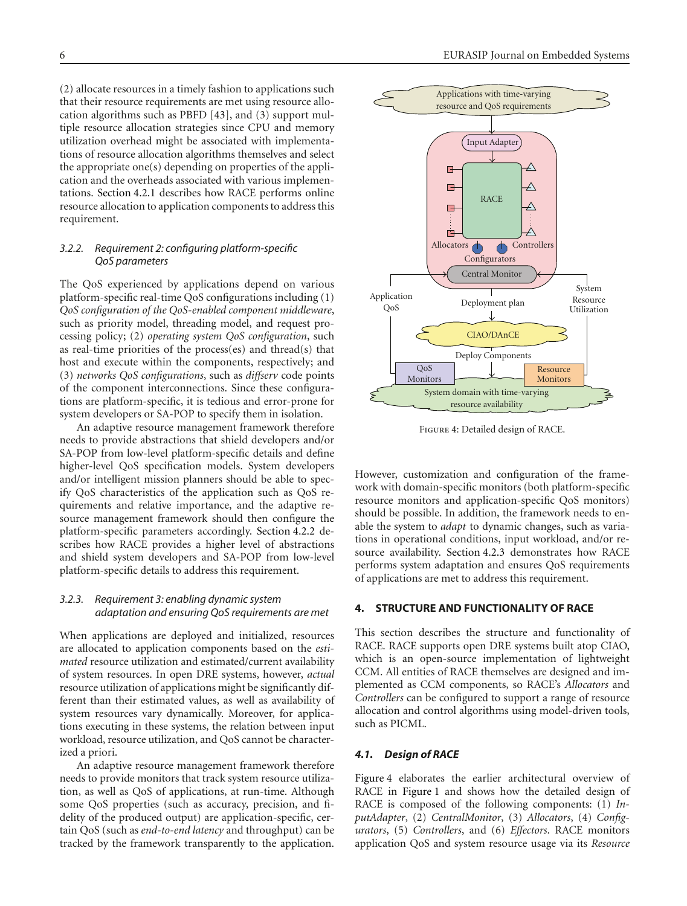(2) allocate resources in a timely fashion to applications such that their resource requirements are met using resource allocation algorithms such as PBFD [43], and (3) support multiple resource allocation strategies since CPU and memory utilization overhead might be associated with implementations of resource allocation algorithms themselves and select the appropriate one(s) depending on properties of the application and the overheads associated with various implementations. Section 4.2.1 describes how RACE performs online resource allocation to application components to address this requirement.

#### 3.2.2. Requirement 2: configuring platform-specific QoS parameters

The QoS experienced by applications depend on various platform-specific real-time QoS configurations including (1) *QoS configuration of the QoS-enabled component middleware*, such as priority model, threading model, and request processing policy; (2) *operating system QoS configuration*, such as real-time priorities of the process(es) and thread(s) that host and execute within the components, respectively; and (3) *networks QoS configurations*, such as *diffserv* code points of the component interconnections. Since these configurations are platform-specific, it is tedious and error-prone for system developers or SA-POP to specify them in isolation.

An adaptive resource management framework therefore needs to provide abstractions that shield developers and/or SA-POP from low-level platform-specific details and define higher-level QoS specification models. System developers and/or intelligent mission planners should be able to specify QoS characteristics of the application such as QoS requirements and relative importance, and the adaptive resource management framework should then configure the platform-specific parameters accordingly. Section 4.2.2 describes how RACE provides a higher level of abstractions and shield system developers and SA-POP from low-level platform-specific details to address this requirement.

#### 3.2.3. Requirement 3: enabling dynamic system adaptation and ensuring QoS requirements are met

When applications are deployed and initialized, resources are allocated to application components based on the *estimated* resource utilization and estimated/current availability of system resources. In open DRE systems, however, *actual* resource utilization of applications might be significantly different than their estimated values, as well as availability of system resources vary dynamically. Moreover, for applications executing in these systems, the relation between input workload, resource utilization, and QoS cannot be characterized a priori.

An adaptive resource management framework therefore needs to provide monitors that track system resource utilization, as well as QoS of applications, at run-time. Although some QoS properties (such as accuracy, precision, and fidelity of the produced output) are application-specific, certain QoS (such as *end-to-end latency* and throughput) can be tracked by the framework transparently to the application.

Applications with time-varying resource and QoS requirements

Input Adapter

RACE

Allocators

Controllers

Configurators

Central Monitor

Application QoS

Deployment plan

System Resource Utilization

CIAO/DAnCE

Deploy Components

QoS Monitors

Resource Monitors

System domain with time-varying resource availability

Figure 4: Detailed design of RACE.

However, customization and configuration of the framework with domain-specific monitors (both platform-specific resource monitors and application-specific QoS monitors) should be possible. In addition, the framework needs to enable the system to *adapt* to dynamic changes, such as variations in operational conditions, input workload, and/or resource availability. Section 4.2.3 demonstrates how RACE performs system adaptation and ensures QoS requirements of applications are met to address this requirement.

## 4. STRUCTURE AND FUNCTIONALITY OF RACE

This section describes the structure and functionality of RACE. RACE supports open DRE systems built atop CIAO, which is an open-source implementation of lightweight CCM. All entities of RACE themselves are designed and implemented as CCM components, so RACE's *Allocators* and *Controllers* can be configured to support a range of resource allocation and control algorithms using model-driven tools, such as PICML.

### 4.1. Design of RACE

Figure 4 elaborates the earlier architectural overview of RACE in Figure 1 and shows how the detailed design of RACE is composed of the following components: (1) *InputAdapter*, (2) *CentralMonitor*, (3) *Allocators*, (4) *Configurators*, (5) *Controllers*, and (6) *Effectors*. RACE monitors application QoS and system resource usage via its *Resource*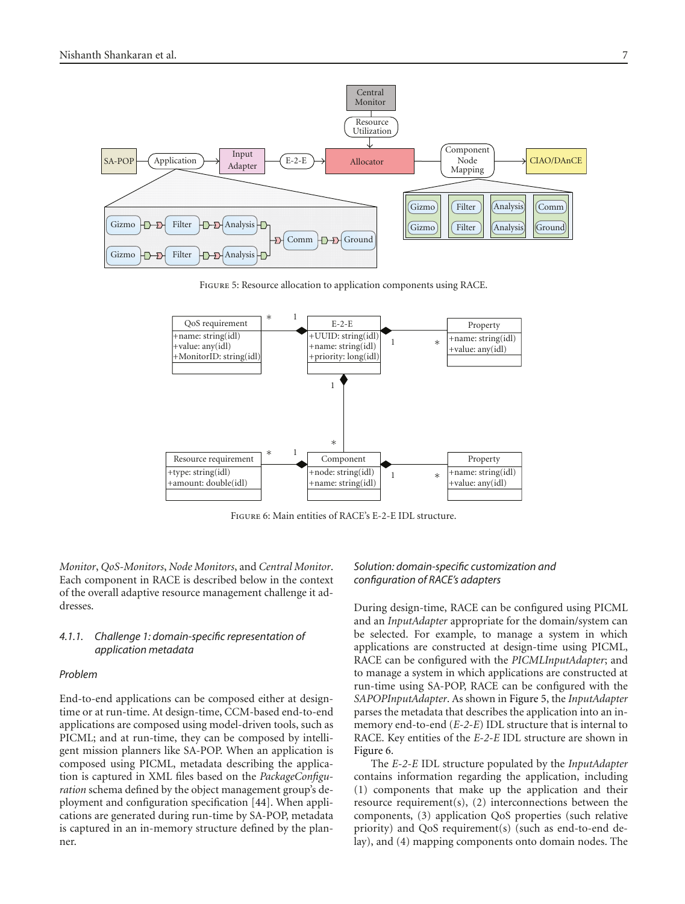FIGURE 5: Resource allocation to application components using RACE.

FIGURE 6: Main entities of RACE's E-2-E IDL structure.

*Monitor*, *QoS-Monitors*, *Node Monitors*, and *Central Monitor*. Each component in RACE is described below in the context of the overall adaptive resource management challenge it addresses.

#### 4.1.1. *Challenge 1: domain-specific representation of application metadata*

*Problem*

End-to-end applications can be composed either at design-time or at run-time. At design-time, CCM-based end-to-end applications are composed using model-driven tools, such as PICML; and at run-time, they can be composed by intelligent mission planners like SA-POP. When an application is composed using PICML, metadata describing the application is captured in XML files based on the *PackageConfiguration* schema defined by the object management group's deployment and configuration specification [44]. When applications are generated during run-time by SA-POP, metadata is captured in an in-memory structure defined by the planner.

*Solution: domain-specific customization and configuration of RACE's adapters*

During design-time, RACE can be configured using PICML and an *InputAdapter* appropriate for the domain/system can be selected. For example, to manage a system in which applications are constructed at design-time using PICML, RACE can be configured with the *PICMLInputAdapter*; and to manage a system in which applications are constructed at run-time using SA-POP, RACE can be configured with the *SAPOPInputAdapter*. As shown in Figure 5, the *InputAdapter* parses the metadata that describes the application into an in-memory end-to-end (*E-2-E*) IDL structure that is internal to RACE. Key entities of the *E-2-E* IDL structure are shown in Figure 6.

The *E-2-E* IDL structure populated by the *InputAdapter* contains information regarding the application, including (1) components that make up the application and their resource requirement(s), (2) interconnections between the components, (3) application QoS properties (such relative priority) and QoS requirement(s) (such as end-to-end delay), and (4) mapping components onto domain nodes. The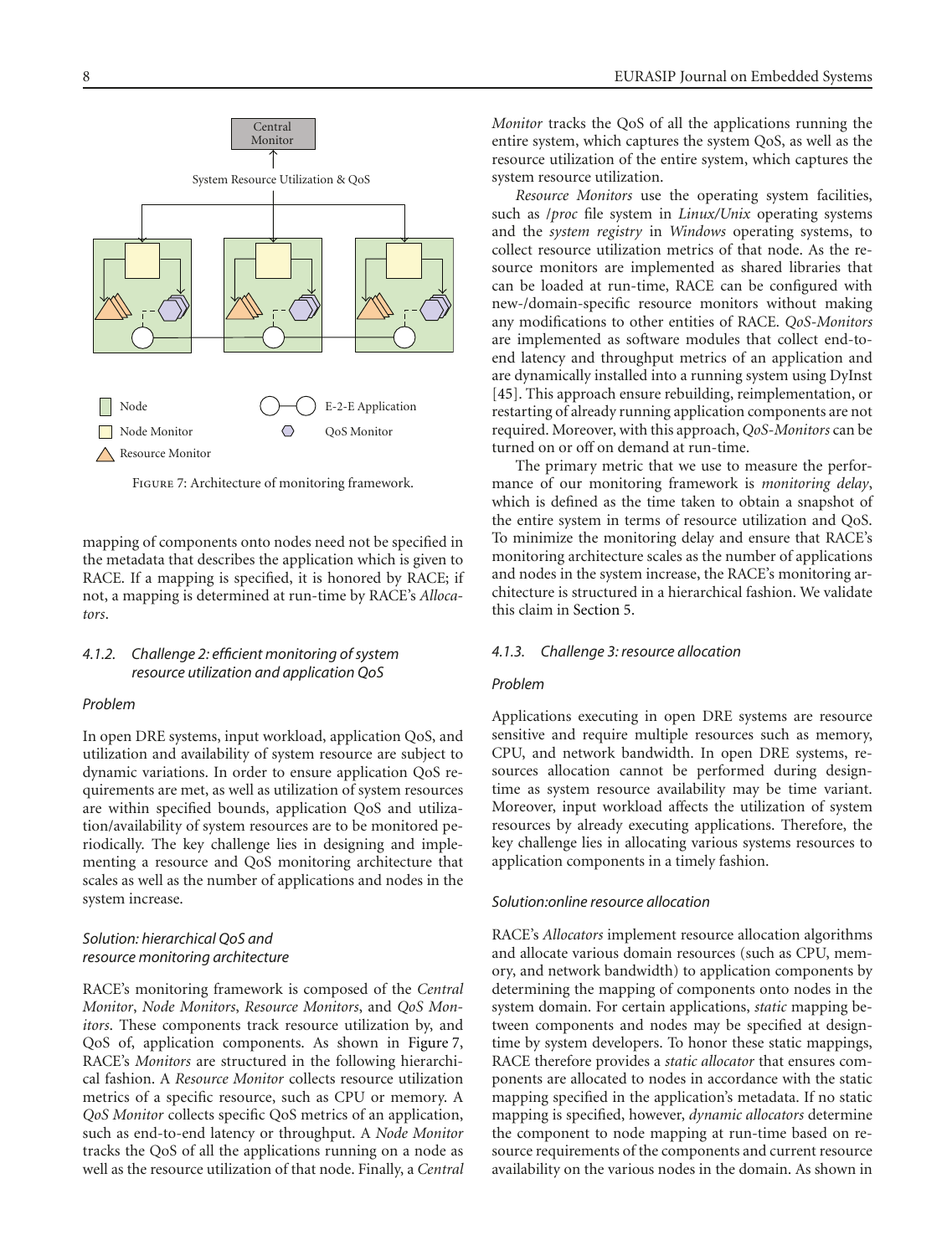Central Monitor

System Resource Utilization & QoS

Node

Node Monitor

Resource Monitor

E-2-E Application

QoS Monitor

Figure 7: Architecture of monitoring framework.

mapping of components onto nodes need not be specified in the metadata that describes the application which is given to RACE. If a mapping is specified, it is honored by RACE; if not, a mapping is determined at run-time by RACE's *Allocators*.

#### 4.1.2. Challenge 2: efficient monitoring of system resource utilization and application QoS

*Problem*

In open DRE systems, input workload, application QoS, and utilization and availability of system resource are subject to dynamic variations. In order to ensure application QoS requirements are met, as well as utilization of system resources are within specified bounds, application QoS and utilization/availability of system resources are to be monitored periodically. The key challenge lies in designing and implementing a resource and QoS monitoring architecture that scales as well as the number of applications and nodes in the system increase.

*Solution: hierarchical QoS and resource monitoring architecture*

RACE's monitoring framework is composed of the *Central Monitor*, *Node Monitors*, *Resource Monitors*, and *QoS Monitors*. These components track resource utilization by, and QoS of, application components. As shown in Figure 7, RACE's *Monitors* are structured in the following hierarchical fashion. A *Resource Monitor* collects resource utilization metrics of a specific resource, such as CPU or memory. A *QoS Monitor* collects specific QoS metrics of an application, such as end-to-end latency or throughput. A *Node Monitor* tracks the QoS of all the applications running on a node as well as the resource utilization of that node. Finally, a *Central Monitor* tracks the QoS of all the applications running the entire system, which captures the system QoS, as well as the resource utilization of the entire system, which captures the system resource utilization.

*Resource Monitors* use the operating system facilities, such as */proc* file system in *Linux/Unix* operating systems and the *system registry* in *Windows* operating systems, to collect resource utilization metrics of that node. As the resource monitors are implemented as shared libraries that can be loaded at run-time, RACE can be configured with new-/domain-specific resource monitors without making any modifications to other entities of RACE. *QoS-Monitors* are implemented as software modules that collect end-to-end latency and throughput metrics of an application and are dynamically installed into a running system using DyInst [45]. This approach ensure rebuilding, reimplementation, or restarting of already running application components are not required. Moreover, with this approach, *QoS-Monitors* can be turned on or off on demand at run-time.

The primary metric that we use to measure the performance of our monitoring framework is *monitoring delay*, which is defined as the time taken to obtain a snapshot of the entire system in terms of resource utilization and QoS. To minimize the monitoring delay and ensure that RACE's monitoring architecture scales as the number of applications and nodes in the system increase, the RACE's monitoring architecture is structured in a hierarchical fashion. We validate this claim in Section 5.

#### 4.1.3. Challenge 3: resource allocation

*Problem*

Applications executing in open DRE systems are resource sensitive and require multiple resources such as memory, CPU, and network bandwidth. In open DRE systems, resources allocation cannot be performed during design-time as system resource availability may be time variant. Moreover, input workload affects the utilization of system resources by already executing applications. Therefore, the key challenge lies in allocating various systems resources to application components in a timely fashion.

*Solution:online resource allocation*

RACE's *Allocators* implement resource allocation algorithms and allocate various domain resources (such as CPU, memory, and network bandwidth) to application components by determining the mapping of components onto nodes in the system domain. For certain applications, *static* mapping between components and nodes may be specified at design-time by system developers. To honor these static mappings, RACE therefore provides a *static allocator* that ensures components are allocated to nodes in accordance with the static mapping specified in the application's metadata. If no static mapping is specified, however, *dynamic allocators* determine the component to node mapping at run-time based on resource requirements of the components and current resource availability on the various nodes in the domain. As shown in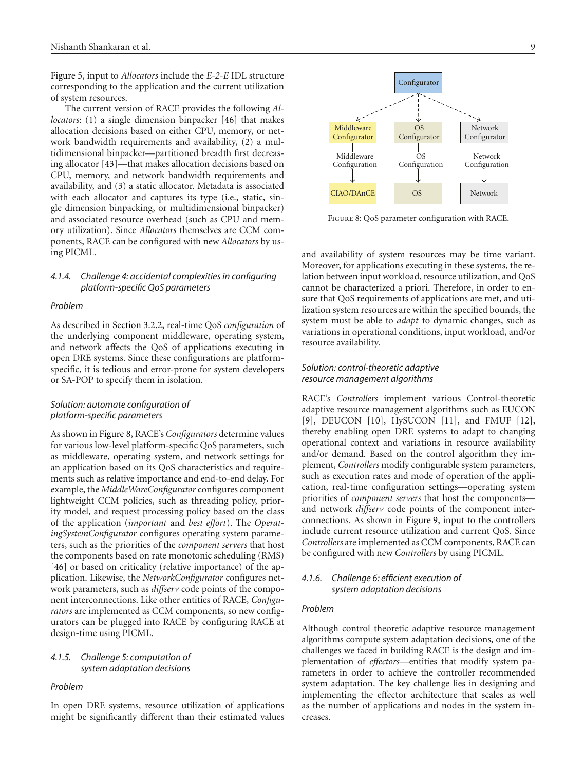Figure 5, input to *Allocators* include the *E-2-E* IDL structure corresponding to the application and the current utilization of system resources.

The current version of RACE provides the following *Allocators*: (1) a single dimension binpacker [46] that makes allocation decisions based on either CPU, memory, or network bandwidth requirements and availability, (2) a multidimensional binpacker—partitioned breadth first decreasing allocator [43]—that makes allocation decisions based on CPU, memory, and network bandwidth requirements and availability, and (3) a static allocator. Metadata is associated with each allocator and captures its type (i.e., static, single dimension binpacking, or multidimensional binpacker) and associated resource overhead (such as CPU and memory utilization). Since *Allocators* themselves are CCM components, RACE can be configured with new *Allocators* by using PICML.

#### 4.1.4. Challenge 4: accidental complexities in configuring platform-specific QoS parameters

*Problem*

As described in Section 3.2.2, real-time QoS *configuration* of the underlying component middleware, operating system, and network affects the QoS of applications executing in open DRE systems. Since these configurations are platform-specific, it is tedious and error-prone for system developers or SA-POP to specify them in isolation.

*Solution: automate configuration of platform-specific parameters*

As shown in Figure 8, RACE's *Configurators* determine values for various low-level platform-specific QoS parameters, such as middleware, operating system, and network settings for an application based on its QoS characteristics and requirements such as relative importance and end-to-end delay. For example, the *MiddleWareConfigurator* configures component lightweight CCM policies, such as threading policy, priority model, and request processing policy based on the class of the application (*important* and *best effort*). The *OperatingSystemConfigurator* configures operating system parameters, such as the priorities of the *component servers* that host the components based on rate monotonic scheduling (RMS) [46] or based on criticality (relative importance) of the application. Likewise, the *NetworkConfigurator* configures network parameters, such as *diffserv* code points of the component interconnections. Like other entities of RACE, *Configurators* are implemented as CCM components, so new configurators can be plugged into RACE by configuring RACE at design-time using PICML.

Figure 8: QoS parameter configuration with RACE.

#### 4.1.5. Challenge 5: computation of system adaptation decisions

*Problem*

In open DRE systems, resource utilization of applications might be significantly different than their estimated values and availability of system resources may be time variant. Moreover, for applications executing in these systems, the relation between input workload, resource utilization, and QoS cannot be characterized a priori. Therefore, in order to ensure that QoS requirements of applications are met, and utilization system resources are within the specified bounds, the system must be able to *adapt* to dynamic changes, such as variations in operational conditions, input workload, and/or resource availability.

*Solution: control-theoretic adaptive resource management algorithms*

RACE's *Controllers* implement various Control-theoretic adaptive resource management algorithms such as EUCON [9], DEUCON [10], HySUCON [11], and FMUF [12], thereby enabling open DRE systems to adapt to changing operational context and variations in resource availability and/or demand. Based on the control algorithm they implement, *Controllers* modify configurable system parameters, such as execution rates and mode of operation of the application, real-time configuration settings—operating system priorities of *component servers* that host the components—and network *diffserv* code points of the component interconnections. As shown in Figure 9, input to the controllers include current resource utilization and current QoS. Since *Controllers* are implemented as CCM components, RACE can be configured with new *Controllers* by using PICML.

#### 4.1.6. Challenge 6: efficient execution of system adaptation decisions

*Problem*

Although control theoretic adaptive resource management algorithms compute system adaptation decisions, one of the challenges we faced in building RACE is the design and implementation of *effectors*—entities that modify system parameters in order to achieve the controller recommended system adaptation. The key challenge lies in designing and implementing the effector architecture that scales as well as the number of applications and nodes in the system increases.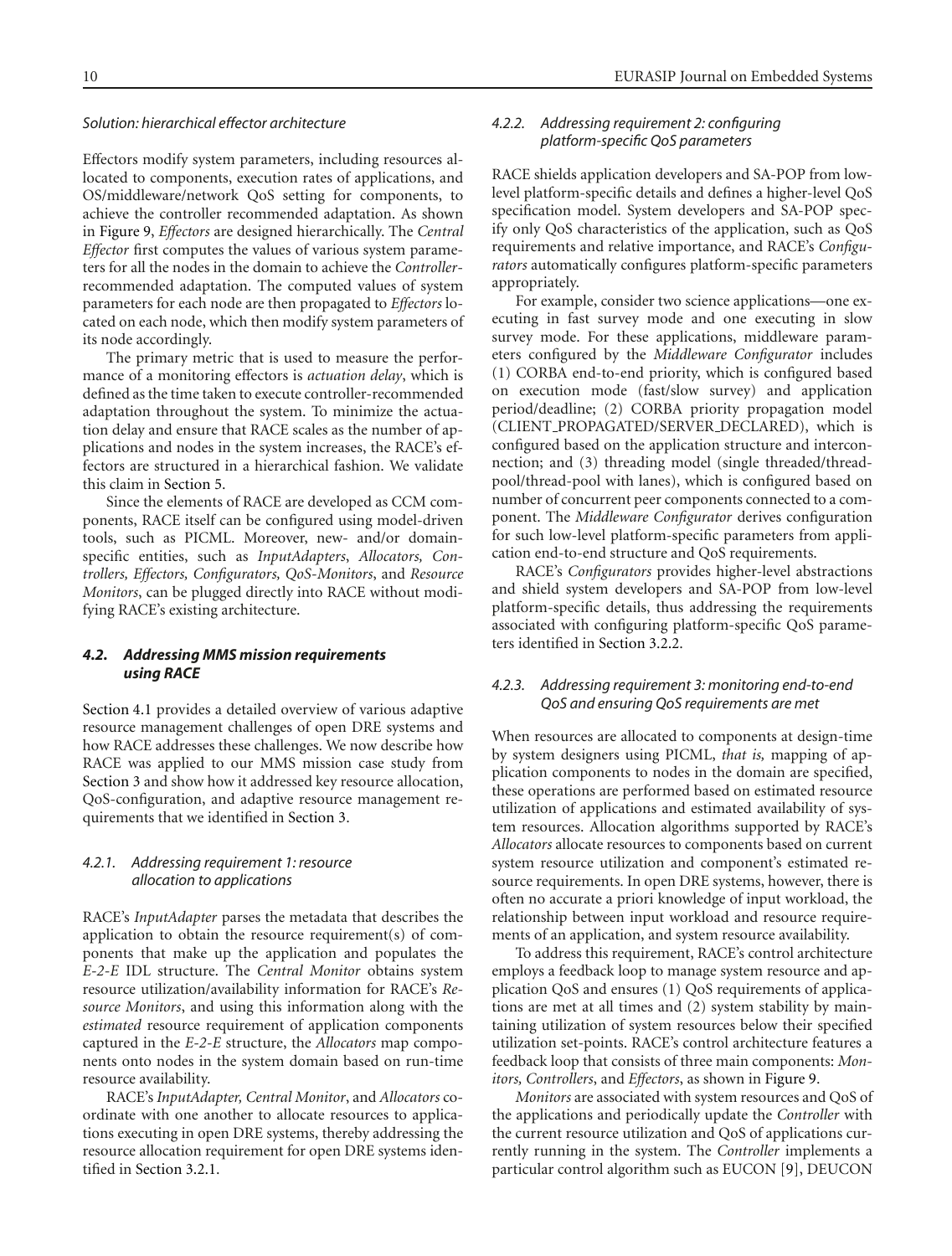*Solution: hierarchical effector architecture*

Effectors modify system parameters, including resources allocated to components, execution rates of applications, and OS/middleware/network QoS setting for components, to achieve the controller recommended adaptation. As shown in Figure 9, *Effectors* are designed hierarchically. The *Central Effector* first computes the values of various system parameters for all the nodes in the domain to achieve the *Controller*-recommended adaptation. The computed values of system parameters for each node are then propagated to *Effectors* located on each node, which then modify system parameters of its node accordingly.

The primary metric that is used to measure the performance of a monitoring effectors is *actuation delay*, which is defined as the time taken to execute controller-recommended adaptation throughout the system. To minimize the actuation delay and ensure that RACE scales as the number of applications and nodes in the system increases, the RACE's effectors are structured in a hierarchical fashion. We validate this claim in Section 5.

Since the elements of RACE are developed as CCM components, RACE itself can be configured using model-driven tools, such as PICML. Moreover, new- and/or domain-specific entities, such as *InputAdapters*, *Allocators, Controllers, Effectors, Configurators, QoS-Monitors*, and *Resource Monitors*, can be plugged directly into RACE without modifying RACE's existing architecture.

### *4.2. Addressing MMS mission requirements using RACE*

Section 4.1 provides a detailed overview of various adaptive resource management challenges of open DRE systems and how RACE addresses these challenges. We now describe how RACE was applied to our MMS mission case study from Section 3 and show how it addressed key resource allocation, QoS-configuration, and adaptive resource management requirements that we identified in Section 3.

#### *4.2.1. Addressing requirement 1: resource allocation to applications*

RACE's *InputAdapter* parses the metadata that describes the application to obtain the resource requirement(s) of components that make up the application and populates the *E-2-E* IDL structure. The *Central Monitor* obtains system resource utilization/availability information for RACE's *Resource Monitors*, and using this information along with the *estimated* resource requirement of application components captured in the *E-2-E* structure, the *Allocators* map components onto nodes in the system domain based on run-time resource availability.

RACE's *InputAdapter, Central Monitor*, and *Allocators* coordinate with one another to allocate resources to applications executing in open DRE systems, thereby addressing the resource allocation requirement for open DRE systems identified in Section 3.2.1.

#### *4.2.2. Addressing requirement 2: configuring platform-specific QoS parameters*

RACE shields application developers and SA-POP from low-level platform-specific details and defines a higher-level QoS specification model. System developers and SA-POP specify only QoS characteristics of the application, such as QoS requirements and relative importance, and RACE's *Configurators* automatically configures platform-specific parameters appropriately.

For example, consider two science applications—one executing in fast survey mode and one executing in slow survey mode. For these applications, middleware parameters configured by the *Middleware Configurator* includes (1) CORBA end-to-end priority, which is configured based on execution mode (fast/slow survey) and application period/deadline; (2) CORBA priority propagation model (CLIENT_PROPAGATED/SERVER_DECLARED), which is configured based on the application structure and interconnection; and (3) threading model (single threaded/thread-pool/thread-pool with lanes), which is configured based on number of concurrent peer components connected to a component. The *Middleware Configurator* derives configuration for such low-level platform-specific parameters from application end-to-end structure and QoS requirements.

RACE's *Configurators* provides higher-level abstractions and shield system developers and SA-POP from low-level platform-specific details, thus addressing the requirements associated with configuring platform-specific QoS parameters identified in Section 3.2.2.

#### *4.2.3. Addressing requirement 3: monitoring end-to-end QoS and ensuring QoS requirements are met*

When resources are allocated to components at design-time by system designers using PICML, *that is,* mapping of application components to nodes in the domain are specified, these operations are performed based on estimated resource utilization of applications and estimated availability of system resources. Allocation algorithms supported by RACE's *Allocators* allocate resources to components based on current system resource utilization and component's estimated resource requirements. In open DRE systems, however, there is often no accurate a priori knowledge of input workload, the relationship between input workload and resource requirements of an application, and system resource availability.

To address this requirement, RACE's control architecture employs a feedback loop to manage system resource and application QoS and ensures (1) QoS requirements of applications are met at all times and (2) system stability by maintaining utilization of system resources below their specified utilization set-points. RACE's control architecture features a feedback loop that consists of three main components: *Monitors, Controllers*, and *Effectors*, as shown in Figure 9.

*Monitors* are associated with system resources and QoS of the applications and periodically update the *Controller* with the current resource utilization and QoS of applications currently running in the system. The *Controller* implements a particular control algorithm such as EUCON [9], DEUCON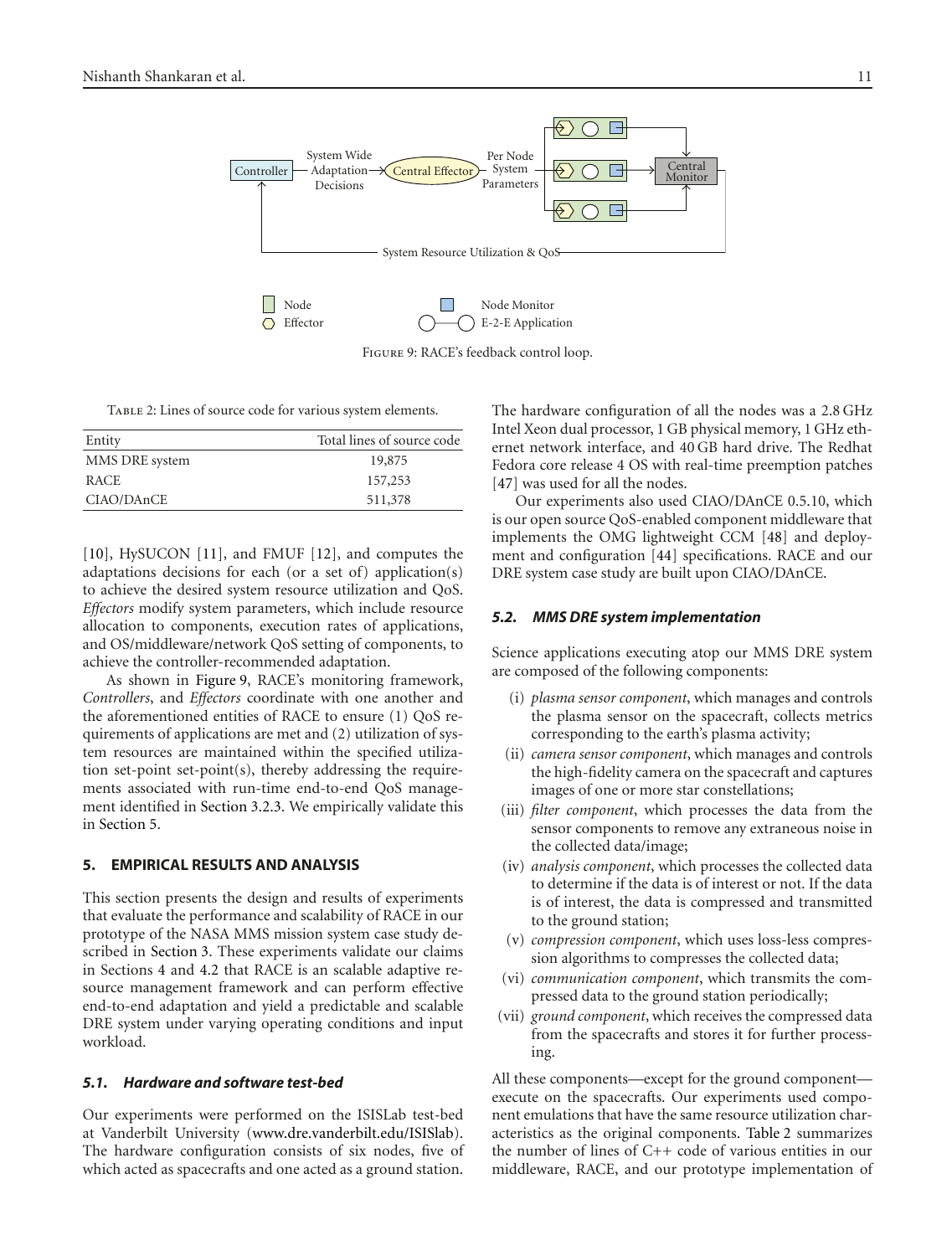Figure 9: RACE's feedback control loop.

Table 2: Lines of source code for various system elements.

| Entity | Total lines of source code |
|---|---|
| MMS DRE system | 19,875 |
| RACE | 157,253 |
| CIAO/DAnCE | 511,378 |

[10], HySUCON [11], and FMUF [12], and computes the adaptations decisions for each (or a set of) application(s) to achieve the desired system resource utilization and QoS. *Effectors* modify system parameters, which include resource allocation to components, execution rates of applications, and OS/middleware/network QoS setting of components, to achieve the controller-recommended adaptation.

As shown in Figure 9, RACE's monitoring framework, *Controllers*, and *Effectors* coordinate with one another and the aforementioned entities of RACE to ensure (1) QoS requirements of applications are met and (2) utilization of system resources are maintained within the specified utilization set-point set-point(s), thereby addressing the requirements associated with run-time end-to-end QoS management identified in Section 3.2.3. We empirically validate this in Section 5.

## 5. EMPIRICAL RESULTS AND ANALYSIS

This section presents the design and results of experiments that evaluate the performance and scalability of RACE in our prototype of the NASA MMS mission system case study described in Section 3. These experiments validate our claims in Sections 4 and 4.2 that RACE is an scalable adaptive resource management framework and can perform effective end-to-end adaptation and yield a predictable and scalable DRE system under varying operating conditions and input workload.

### *5.1. Hardware and software test-bed*

Our experiments were performed on the ISISLab test-bed at Vanderbilt University (www.dre.vanderbilt.edu/ISISlab). The hardware configuration consists of six nodes, five of which acted as spacecrafts and one acted as a ground station. The hardware configuration of all the nodes was a 2.8 GHz Intel Xeon dual processor, 1 GB physical memory, 1 GHz ethernet network interface, and 40 GB hard drive. The Redhat Fedora core release 4 OS with real-time preemption patches [47] was used for all the nodes.

Our experiments also used CIAO/DAnCE 0.5.10, which is our open source QoS-enabled component middleware that implements the OMG lightweight CCM [48] and deployment and configuration [44] specifications. RACE and our DRE system case study are built upon CIAO/DAnCE.

### *5.2. MMS DRE system implementation*

Science applications executing atop our MMS DRE system are composed of the following components:

(i) *plasma sensor component*, which manages and controls the plasma sensor on the spacecraft, collects metrics corresponding to the earth's plasma activity;

(ii) *camera sensor component*, which manages and controls the high-fidelity camera on the spacecraft and captures images of one or more star constellations;

(iii) *filter component*, which processes the data from the sensor components to remove any extraneous noise in the collected data/image;

(iv) *analysis component*, which processes the collected data to determine if the data is of interest or not. If the data is of interest, the data is compressed and transmitted to the ground station;

(v) *compression component*, which uses loss-less compression algorithms to compresses the collected data;

(vi) *communication component*, which transmits the compressed data to the ground station periodically;

(vii) *ground component*, which receives the compressed data from the spacecrafts and stores it for further processing.

All these components—except for the ground component—execute on the spacecrafts. Our experiments used component emulations that have the same resource utilization characteristics as the original components. Table 2 summarizes the number of lines of C++ code of various entities in our middleware, RACE, and our prototype implementation of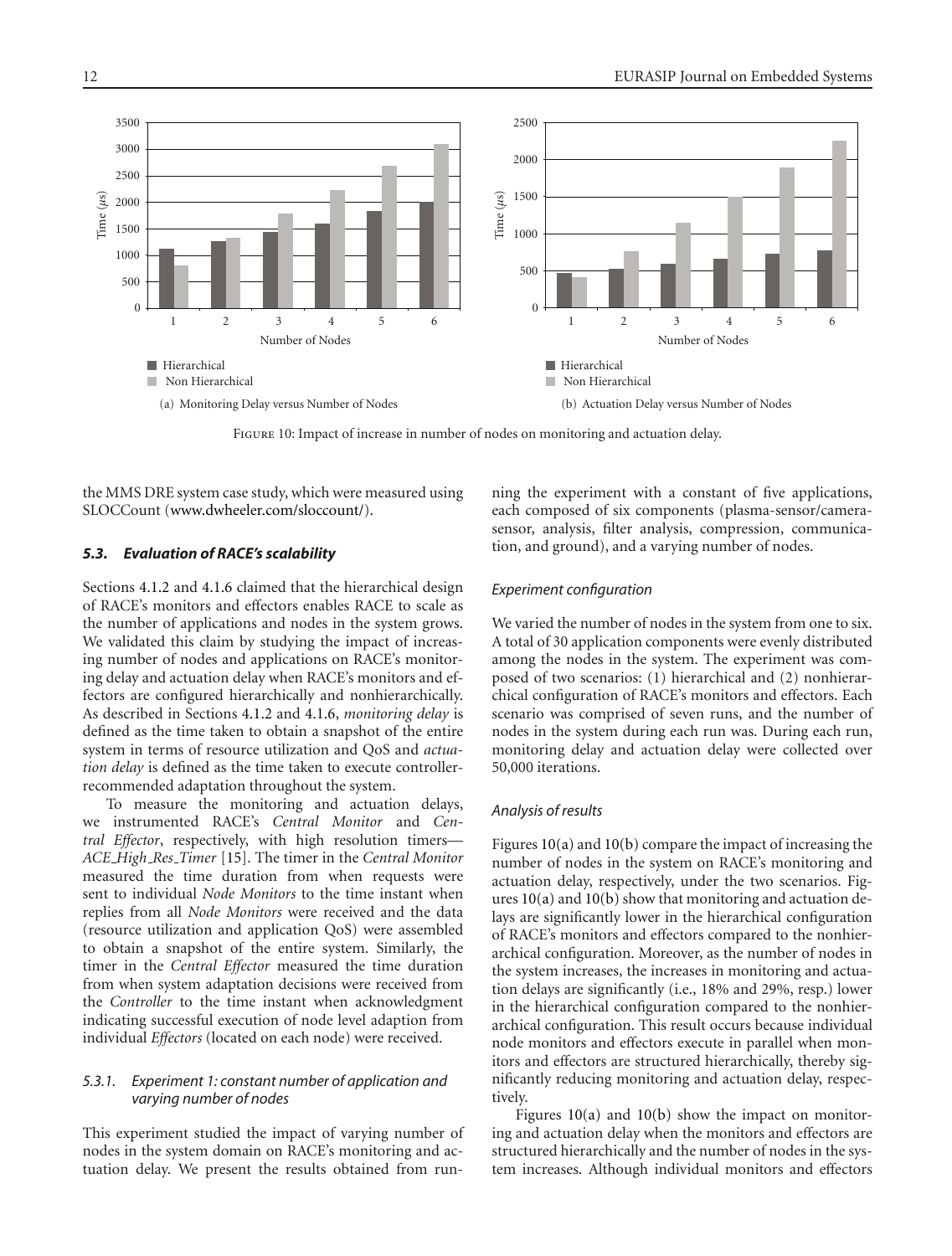(a) Monitoring Delay versus Number of Nodes

(b) Actuation Delay versus Number of Nodes

Figure 10: Impact of increase in number of nodes on monitoring and actuation delay.

the MMS DRE system case study, which were measured using SLOCCount (www.dwheeler.com/sloccount/).

### 5.3. Evaluation of RACE's scalability

Sections 4.1.2 and 4.1.6 claimed that the hierarchical design of RACE's monitors and effectors enables RACE to scale as the number of applications and nodes in the system grows. We validated this claim by studying the impact of increasing number of nodes and applications on RACE's monitoring delay and actuation delay when RACE's monitors and effectors are configured hierarchically and nonhierarchically. As described in Sections 4.1.2 and 4.1.6, *monitoring delay* is defined as the time taken to obtain a snapshot of the entire system in terms of resource utilization and QoS and *actuation delay* is defined as the time taken to execute controller-recommended adaptation throughout the system.

To measure the monitoring and actuation delays, we instrumented RACE's *Central Monitor* and *Central Effector*, respectively, with high resolution timers—*ACE_High_Res_Timer* [15]. The timer in the *Central Monitor* measured the time duration from when requests were sent to individual *Node Monitors* to the time instant when replies from all *Node Monitors* were received and the data (resource utilization and application QoS) were assembled to obtain a snapshot of the entire system. Similarly, the timer in the *Central Effector* measured the time duration from when system adaptation decisions were received from the *Controller* to the time instant when acknowledgment indicating successful execution of node level adaption from individual *Effectors* (located on each node) were received.

#### 5.3.1. Experiment 1: constant number of application and varying number of nodes

This experiment studied the impact of varying number of nodes in the system domain on RACE's monitoring and actuation delay. We present the results obtained from running the experiment with a constant of five applications, each composed of six components (plasma-sensor/camera-sensor, analysis, filter analysis, compression, communication, and ground), and a varying number of nodes.

*Experiment configuration*

We varied the number of nodes in the system from one to six. A total of 30 application components were evenly distributed among the nodes in the system. The experiment was composed of two scenarios: (1) hierarchical and (2) nonhierarchical configuration of RACE's monitors and effectors. Each scenario was comprised of seven runs, and the number of nodes in the system during each run was. During each run, monitoring delay and actuation delay were collected over 50,000 iterations.

*Analysis of results*

Figures 10(a) and 10(b) compare the impact of increasing the number of nodes in the system on RACE's monitoring and actuation delay, respectively, under the two scenarios. Figures 10(a) and 10(b) show that monitoring and actuation delays are significantly lower in the hierarchical configuration of RACE's monitors and effectors compared to the nonhierarchical configuration. Moreover, as the number of nodes in the system increases, the increases in monitoring and actuation delays are significantly (i.e., 18% and 29%, resp.) lower in the hierarchical configuration compared to the nonhierarchical configuration. This result occurs because individual node monitors and effectors execute in parallel when monitors and effectors are structured hierarchically, thereby significantly reducing monitoring and actuation delay, respectively.

Figures 10(a) and 10(b) show the impact on monitoring and actuation delay when the monitors and effectors are structured hierarchically and the number of nodes in the system increases. Although individual monitors and effectors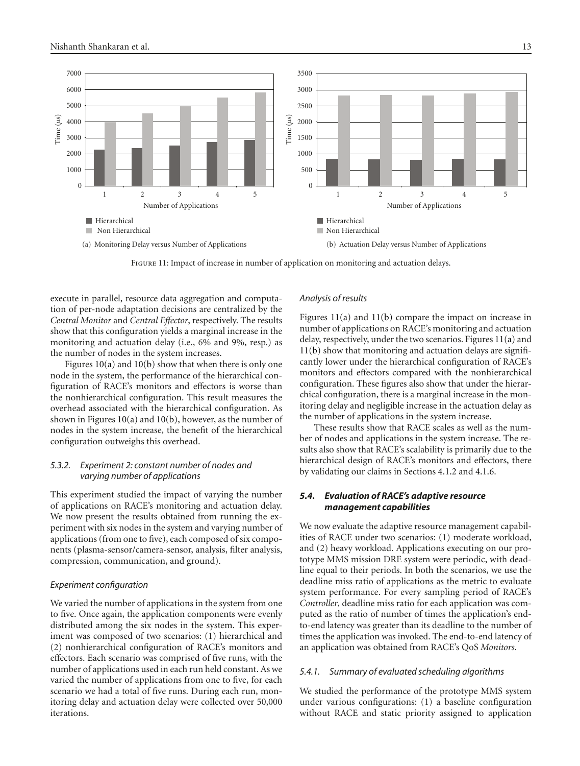Figure 11: Impact of increase in number of application on monitoring and actuation delays.

(a) Monitoring Delay versus Number of Applications

(b) Actuation Delay versus Number of Applications

execute in parallel, resource data aggregation and computation of per-node adaptation decisions are centralized by the *Central Monitor* and *Central Effector*, respectively. The results show that this configuration yields a marginal increase in the monitoring and actuation delay (i.e., 6% and 9%, resp.) as the number of nodes in the system increases.

Figures 10(a) and 10(b) show that when there is only one node in the system, the performance of the hierarchical configuration of RACE's monitors and effectors is worse than the nonhierarchical configuration. This result measures the overhead associated with the hierarchical configuration. As shown in Figures 10(a) and 10(b), however, as the number of nodes in the system increase, the benefit of the hierarchical configuration outweighs this overhead.

#### 5.3.2. Experiment 2: constant number of nodes and varying number of applications

This experiment studied the impact of varying the number of applications on RACE's monitoring and actuation delay. We now present the results obtained from running the experiment with six nodes in the system and varying number of applications (from one to five), each composed of six components (plasma-sensor/camera-sensor, analysis, filter analysis, compression, communication, and ground).

*Experiment configuration*

We varied the number of applications in the system from one to five. Once again, the application components were evenly distributed among the six nodes in the system. This experiment was composed of two scenarios: (1) hierarchical and (2) nonhierarchical configuration of RACE's monitors and effectors. Each scenario was comprised of five runs, with the number of applications used in each run held constant. As we varied the number of applications from one to five, for each scenario we had a total of five runs. During each run, monitoring delay and actuation delay were collected over 50,000 iterations.

*Analysis of results*

Figures 11(a) and 11(b) compare the impact on increase in number of applications on RACE's monitoring and actuation delay, respectively, under the two scenarios. Figures 11(a) and 11(b) show that monitoring and actuation delays are significantly lower under the hierarchical configuration of RACE's monitors and effectors compared with the nonhierarchical configuration. These figures also show that under the hierarchical configuration, there is a marginal increase in the monitoring delay and negligible increase in the actuation delay as the number of applications in the system increase.

These results show that RACE scales as well as the number of nodes and applications in the system increase. The results also show that RACE's scalability is primarily due to the hierarchical design of RACE's monitors and effectors, there by validating our claims in Sections 4.1.2 and 4.1.6.

### 5.4. Evaluation of RACE's adaptive resource management capabilities

We now evaluate the adaptive resource management capabilities of RACE under two scenarios: (1) moderate workload, and (2) heavy workload. Applications executing on our prototype MMS mission DRE system were periodic, with deadline equal to their periods. In both the scenarios, we use the deadline miss ratio of applications as the metric to evaluate system performance. For every sampling period of RACE's *Controller*, deadline miss ratio for each application was computed as the ratio of number of times the application's end-to-end latency was greater than its deadline to the number of times the application was invoked. The end-to-end latency of an application was obtained from RACE's QoS *Monitors*.

#### 5.4.1. Summary of evaluated scheduling algorithms

We studied the performance of the prototype MMS system under various configurations: (1) a baseline configuration without RACE and static priority assigned to application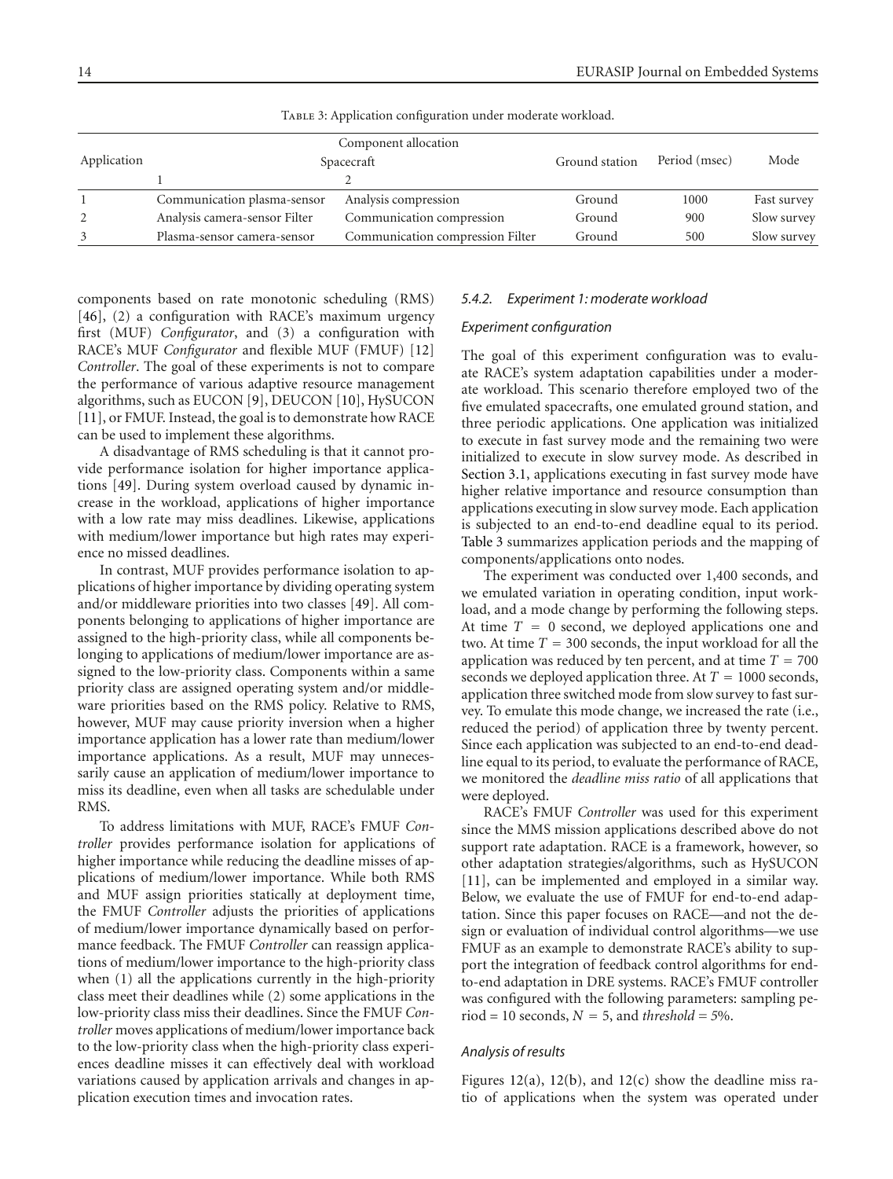Table 3: Application configuration under moderate workload.

| Application | Component allocation | | | Period (msec) | Mode |
|---|---|---|---|---|---|
| | Spacecraft | | Ground station | | |
| | 1 | 2 | | | |
| 1 | Communication plasma-sensor | Analysis compression | Ground | 1000 | Fast survey |
| 2 | Analysis camera-sensor Filter | Communication compression | Ground | 900 | Slow survey |
| 3 | Plasma-sensor camera-sensor | Communication compression Filter | Ground | 500 | Slow survey |

components based on rate monotonic scheduling (RMS) [46], (2) a configuration with RACE's maximum urgency first (MUF) *Configurator*, and (3) a configuration with RACE's MUF *Configurator* and flexible MUF (FMUF) [12] *Controller*. The goal of these experiments is not to compare the performance of various adaptive resource management algorithms, such as EUCON [9], DEUCON [10], HySUCON [11], or FMUF. Instead, the goal is to demonstrate how RACE can be used to implement these algorithms.

A disadvantage of RMS scheduling is that it cannot provide performance isolation for higher importance applications [49]. During system overload caused by dynamic increase in the workload, applications of higher importance with a low rate may miss deadlines. Likewise, applications with medium/lower importance but high rates may experience no missed deadlines.

In contrast, MUF provides performance isolation to applications of higher importance by dividing operating system and/or middleware priorities into two classes [49]. All components belonging to applications of higher importance are assigned to the high-priority class, while all components belonging to applications of medium/lower importance are assigned to the low-priority class. Components within a same priority class are assigned operating system and/or middleware priorities based on the RMS policy. Relative to RMS, however, MUF may cause priority inversion when a higher importance application has a lower rate than medium/lower importance applications. As a result, MUF may unnecessarily cause an application of medium/lower importance to miss its deadline, even when all tasks are schedulable under RMS.

To address limitations with MUF, RACE's FMUF *Controller* provides performance isolation for applications of higher importance while reducing the deadline misses of applications of medium/lower importance. While both RMS and MUF assign priorities statically at deployment time, the FMUF *Controller* adjusts the priorities of applications of medium/lower importance dynamically based on performance feedback. The FMUF *Controller* can reassign applications of medium/lower importance to the high-priority class when (1) all the applications currently in the high-priority class meet their deadlines while (2) some applications in the low-priority class miss their deadlines. Since the FMUF *Controller* moves applications of medium/lower importance back to the low-priority class when the high-priority class experiences deadline misses it can effectively deal with workload variations caused by application arrivals and changes in application execution times and invocation rates.

#### 5.4.2. Experiment 1: moderate workload

*Experiment configuration*

The goal of this experiment configuration was to evaluate RACE's system adaptation capabilities under a moderate workload. This scenario therefore employed two of the five emulated spacecrafts, one emulated ground station, and three periodic applications. One application was initialized to execute in fast survey mode and the remaining two were initialized to execute in slow survey mode. As described in Section 3.1, applications executing in fast survey mode have higher relative importance and resource consumption than applications executing in slow survey mode. Each application is subjected to an end-to-end deadline equal to its period. Table 3 summarizes application periods and the mapping of components/applications onto nodes.

The experiment was conducted over 1,400 seconds, and we emulated variation in operating condition, input workload, and a mode change by performing the following steps. At time $T = 0$ second, we deployed applications one and two. At time $T = 300$ seconds, the input workload for all the application was reduced by ten percent, and at time $T = 700$ seconds we deployed application three. At $T = 1000$ seconds, application three switched mode from slow survey to fast survey. To emulate this mode change, we increased the rate (i.e., reduced the period) of application three by twenty percent. Since each application was subjected to an end-to-end deadline equal to its period, to evaluate the performance of RACE, we monitored the *deadline miss ratio* of all applications that were deployed.

RACE's FMUF *Controller* was used for this experiment since the MMS mission applications described above do not support rate adaptation. RACE is a framework, however, so other adaptation strategies/algorithms, such as HySUCON [11], can be implemented and employed in a similar way. Below, we evaluate the use of FMUF for end-to-end adaptation. Since this paper focuses on RACE—and not the design or evaluation of individual control algorithms—we use FMUF as an example to demonstrate RACE's ability to support the integration of feedback control algorithms for end-to-end adaptation in DRE systems. RACE's FMUF controller was configured with the following parameters: sampling period = 10 seconds, $N = 5$, and *threshold* = 5%.

*Analysis of results*

Figures 12(a), 12(b), and 12(c) show the deadline miss ratio of applications when the system was operated under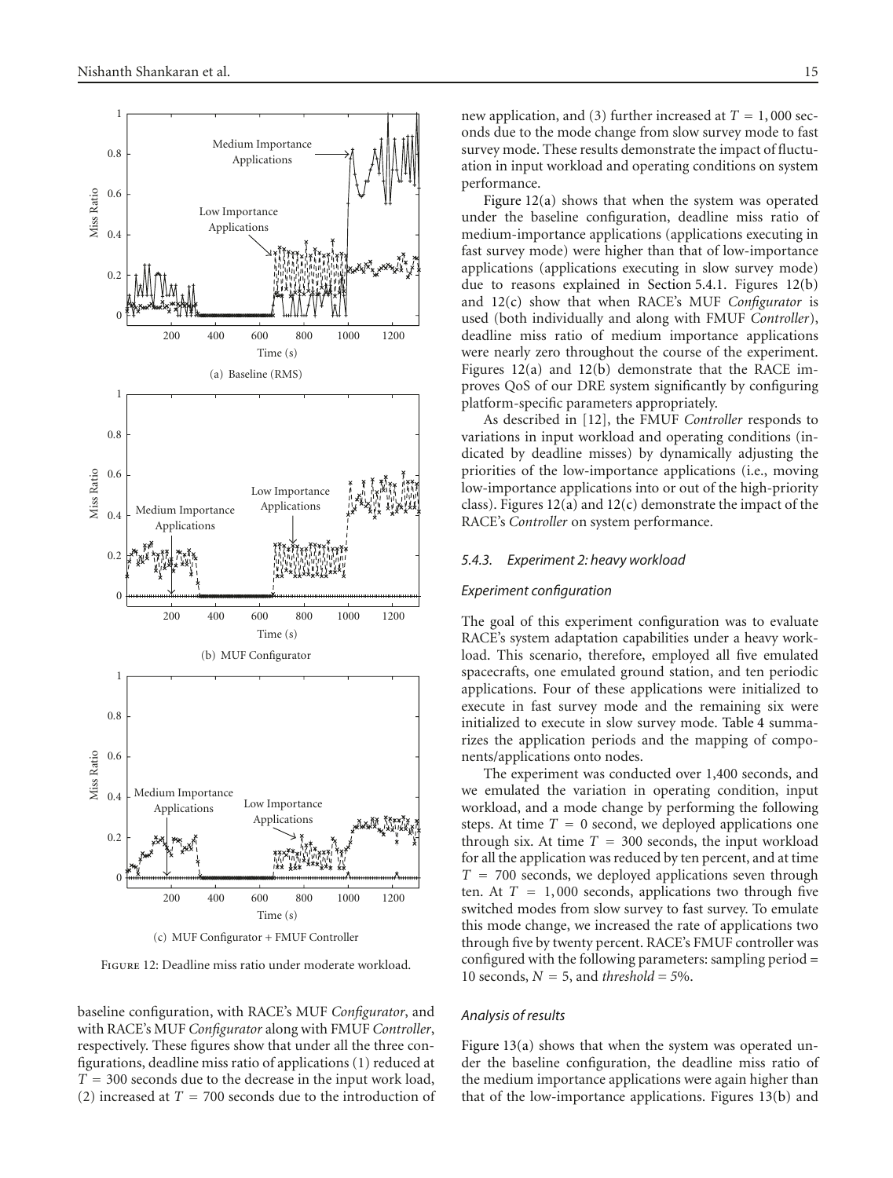Figure 12: Deadline miss ratio under moderate workload.

baseline configuration, with RACE's MUF *Configurator*, and with RACE's MUF *Configurator* along with FMUF *Controller*, respectively. These figures show that under all the three configurations, deadline miss ratio of applications (1) reduced at $T = 300$ seconds due to the decrease in the input work load, (2) increased at $T = 700$ seconds due to the introduction of new application, and (3) further increased at $T = 1,000$ seconds due to the mode change from slow survey mode to fast survey mode. These results demonstrate the impact of fluctuation in input workload and operating conditions on system performance.

Figure 12(a) shows that when the system was operated under the baseline configuration, deadline miss ratio of medium-importance applications (applications executing in fast survey mode) were higher than that of low-importance applications (applications executing in slow survey mode) due to reasons explained in Section 5.4.1. Figures 12(b) and 12(c) show that when RACE's MUF *Configurator* is used (both individually and along with FMUF *Controller*), deadline miss ratio of medium importance applications were nearly zero throughout the course of the experiment. Figures 12(a) and 12(b) demonstrate that the RACE improves QoS of our DRE system significantly by configuring platform-specific parameters appropriately.

As described in [12], the FMUF *Controller* responds to variations in input workload and operating conditions (indicated by deadline misses) by dynamically adjusting the priorities of the low-importance applications (i.e., moving low-importance applications into or out of the high-priority class). Figures 12(a) and 12(c) demonstrate the impact of the RACE's *Controller* on system performance.

#### *5.4.3. Experiment 2: heavy workload*

##### *Experiment configuration*

The goal of this experiment configuration was to evaluate RACE's system adaptation capabilities under a heavy workload. This scenario, therefore, employed all five emulated spacecrafts, one emulated ground station, and ten periodic applications. Four of these applications were initialized to execute in fast survey mode and the remaining six were initialized to execute in slow survey mode. Table 4 summarizes the application periods and the mapping of components/applications onto nodes.

The experiment was conducted over 1,400 seconds, and we emulated the variation in operating condition, input workload, and a mode change by performing the following steps. At time $T = 0$ second, we deployed applications one through six. At time $T = 300$ seconds, the input workload for all the application was reduced by ten percent, and at time $T = 700$ seconds, we deployed applications seven through ten. At $T = 1,000$ seconds, applications two through five switched modes from slow survey to fast survey. To emulate this mode change, we increased the rate of applications two through five by twenty percent. RACE's FMUF controller was configured with the following parameters: sampling period = 10 seconds, $N = 5$, and *threshold* = 5%.

##### *Analysis of results*

Figure 13(a) shows that when the system was operated under the baseline configuration, the deadline miss ratio of the medium importance applications were again higher than that of the low-importance applications. Figures 13(b) and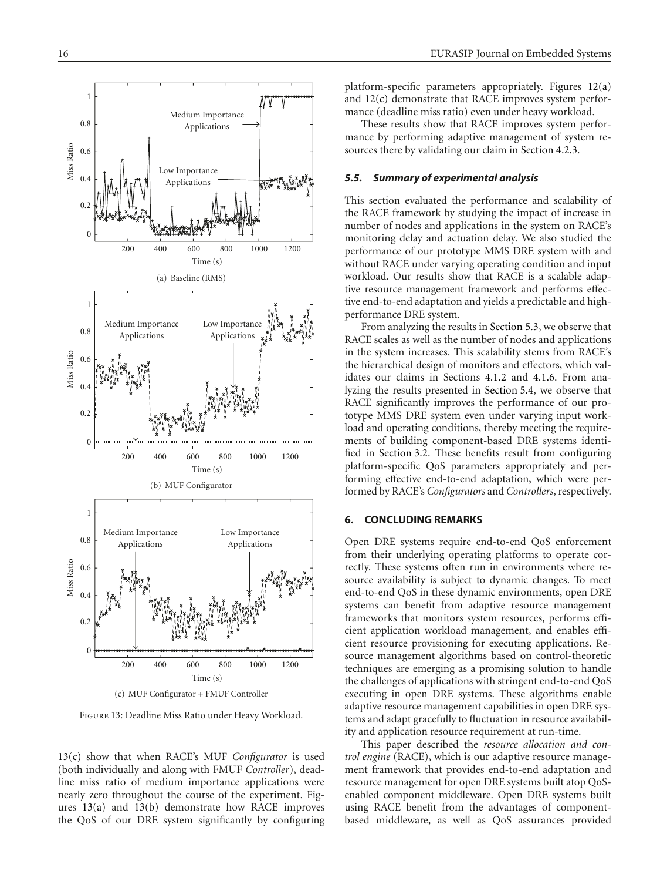(a) Baseline (RMS)

(b) MUF Configurator

(c) MUF Configurator + FMUF Controller

Figure 13: Deadline Miss Ratio under Heavy Workload.

13(c) show that when RACE's MUF *Configurator* is used (both individually and along with FMUF *Controller*), deadline miss ratio of medium importance applications were nearly zero throughout the course of the experiment. Figures 13(a) and 13(b) demonstrate how RACE improves the QoS of our DRE system significantly by configuring platform-specific parameters appropriately. Figures 12(a) and 12(c) demonstrate that RACE improves system performance (deadline miss ratio) even under heavy workload.

These results show that RACE improves system performance by performing adaptive management of system resources there by validating our claim in Section 4.2.3.

### *5.5. Summary of experimental analysis*

This section evaluated the performance and scalability of the RACE framework by studying the impact of increase in number of nodes and applications in the system on RACE's monitoring delay and actuation delay. We also studied the performance of our prototype MMS DRE system with and without RACE under varying operating condition and input workload. Our results show that RACE is a scalable adaptive resource management framework and performs effective end-to-end adaptation and yields a predictable and high-performance DRE system.

From analyzing the results in Section 5.3, we observe that RACE scales as well as the number of nodes and applications in the system increases. This scalability stems from RACE's the hierarchical design of monitors and effectors, which validates our claims in Sections 4.1.2 and 4.1.6. From analyzing the results presented in Section 5.4, we observe that RACE significantly improves the performance of our prototype MMS DRE system even under varying input workload and operating conditions, thereby meeting the requirements of building component-based DRE systems identified in Section 3.2. These benefits result from configuring platform-specific QoS parameters appropriately and performing effective end-to-end adaptation, which were performed by RACE's *Configurators* and *Controllers*, respectively.

## 6. CONCLUDING REMARKS

Open DRE systems require end-to-end QoS enforcement from their underlying operating platforms to operate correctly. These systems often run in environments where resource availability is subject to dynamic changes. To meet end-to-end QoS in these dynamic environments, open DRE systems can benefit from adaptive resource management frameworks that monitors system resources, performs efficient application workload management, and enables efficient resource provisioning for executing applications. Resource management algorithms based on control-theoretic techniques are emerging as a promising solution to handle the challenges of applications with stringent end-to-end QoS executing in open DRE systems. These algorithms enable adaptive resource management capabilities in open DRE systems and adapt gracefully to fluctuation in resource availability and application resource requirement at run-time.

This paper described the *resource allocation and control engine* (RACE), which is our adaptive resource management framework that provides end-to-end adaptation and resource management for open DRE systems built atop QoS-enabled component middleware. Open DRE systems built using RACE benefit from the advantages of component-based middleware, as well as QoS assurances provided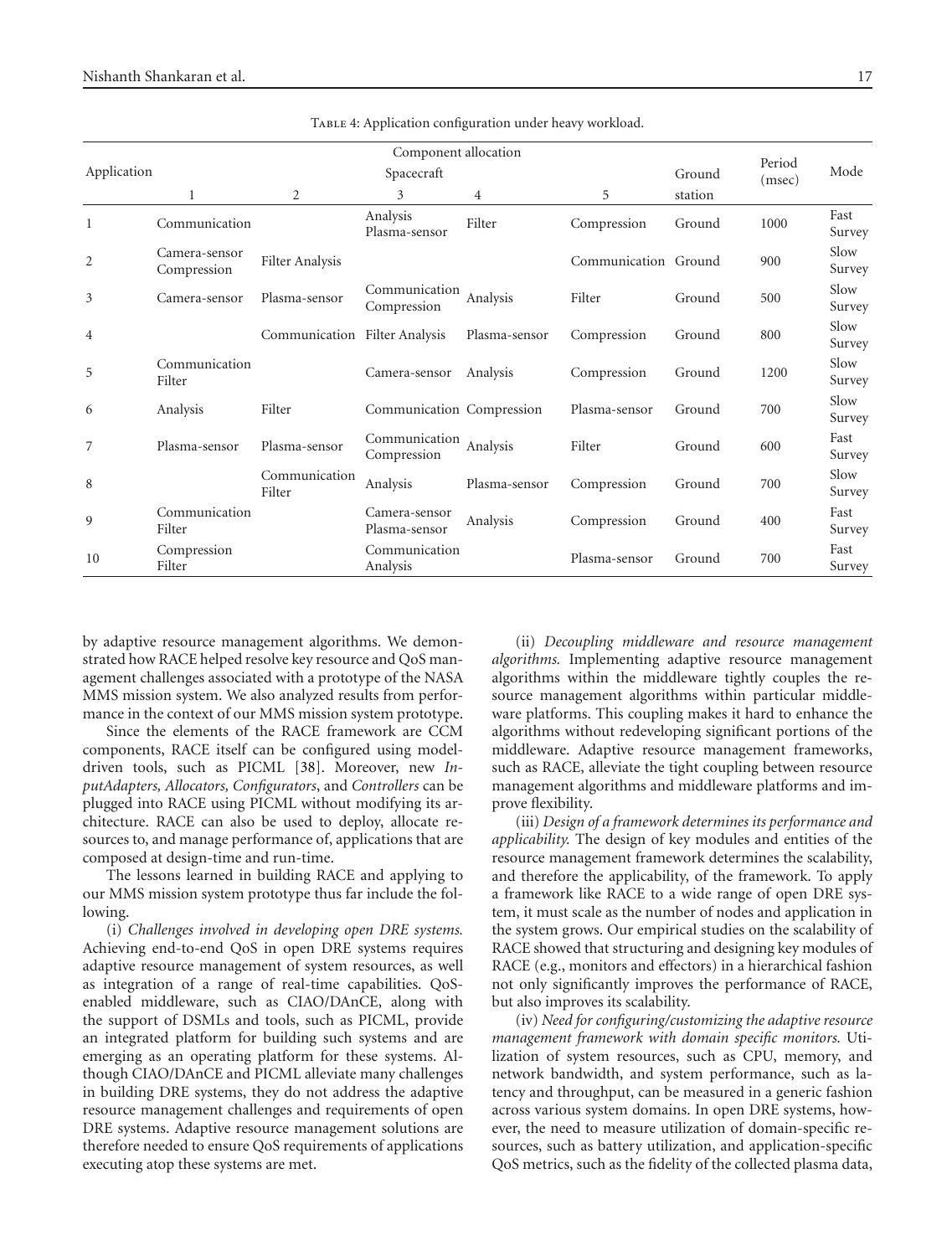Table 4: Application configuration under heavy workload.

| Application | Component allocation | | | | | | Period (msec) | Mode |
|---|---|---|---|---|---|---|---|---|
| | Spacecraft | | | | | Ground station | | |
| | 1 | 2 | 3 | 4 | 5 | | | |
| 1 | Communication | | Analysis Plasma-sensor | Filter | Compression | Ground | 1000 | Fast Survey |
| 2 | Camera-sensor Compression | Filter Analysis | | | Communication | Ground | 900 | Slow Survey |
| 3 | Camera-sensor | Plasma-sensor | Communication Compression | Analysis | Filter | Ground | 500 | Slow Survey |
| 4 | | Communication | Filter Analysis | Plasma-sensor | Compression | Ground | 800 | Slow Survey |
| 5 | Communication Filter | | Camera-sensor | Analysis | Compression | Ground | 1200 | Slow Survey |
| 6 | Analysis | Filter | Communication | Compression | Plasma-sensor | Ground | 700 | Slow Survey |
| 7 | Plasma-sensor | Plasma-sensor | Communication Compression | Analysis | Filter | Ground | 600 | Fast Survey |
| 8 | | Communication Filter | Analysis | Plasma-sensor | Compression | Ground | 700 | Slow Survey |
| 9 | Communication Filter | | Camera-sensor Plasma-sensor | Analysis | Compression | Ground | 400 | Fast Survey |
| 10 | Compression Filter | | Communication Analysis | | Plasma-sensor | Ground | 700 | Fast Survey |

by adaptive resource management algorithms. We demonstrated how RACE helped resolve key resource and QoS management challenges associated with a prototype of the NASA MMS mission system. We also analyzed results from performance in the context of our MMS mission system prototype.

Since the elements of the RACE framework are CCM components, RACE itself can be configured using model-driven tools, such as PICML [38]. Moreover, new *InputAdapters, Allocators, Configurators*, and *Controllers* can be plugged into RACE using PICML without modifying its architecture. RACE can also be used to deploy, allocate resources to, and manage performance of, applications that are composed at design-time and run-time.

The lessons learned in building RACE and applying to our MMS mission system prototype thus far include the following.

(i) *Challenges involved in developing open DRE systems.* Achieving end-to-end QoS in open DRE systems requires adaptive resource management of system resources, as well as integration of a range of real-time capabilities. QoS-enabled middleware, such as CIAO/DAnCE, along with the support of DSMLs and tools, such as PICML, provide an integrated platform for building such systems and are emerging as an operating platform for these systems. Although CIAO/DAnCE and PICML alleviate many challenges in building DRE systems, they do not address the adaptive resource management challenges and requirements of open DRE systems. Adaptive resource management solutions are therefore needed to ensure QoS requirements of applications executing atop these systems are met.

(ii) *Decoupling middleware and resource management algorithms.* Implementing adaptive resource management algorithms within the middleware tightly couples the resource management algorithms within particular middleware platforms. This coupling makes it hard to enhance the algorithms without redeveloping significant portions of the middleware. Adaptive resource management frameworks, such as RACE, alleviate the tight coupling between resource management algorithms and middleware platforms and improve flexibility.

(iii) *Design of a framework determines its performance and applicability.* The design of key modules and entities of the resource management framework determines the scalability, and therefore the applicability, of the framework. To apply a framework like RACE to a wide range of open DRE system, it must scale as the number of nodes and application in the system grows. Our empirical studies on the scalability of RACE showed that structuring and designing key modules of RACE (e.g., monitors and effectors) in a hierarchical fashion not only significantly improves the performance of RACE, but also improves its scalability.

(iv) *Need for configuring/customizing the adaptive resource management framework with domain specific monitors.* Utilization of system resources, such as CPU, memory, and network bandwidth, and system performance, such as latency and throughput, can be measured in a generic fashion across various system domains. In open DRE systems, however, the need to measure utilization of domain-specific resources, such as battery utilization, and application-specific QoS metrics, such as the fidelity of the collected plasma data,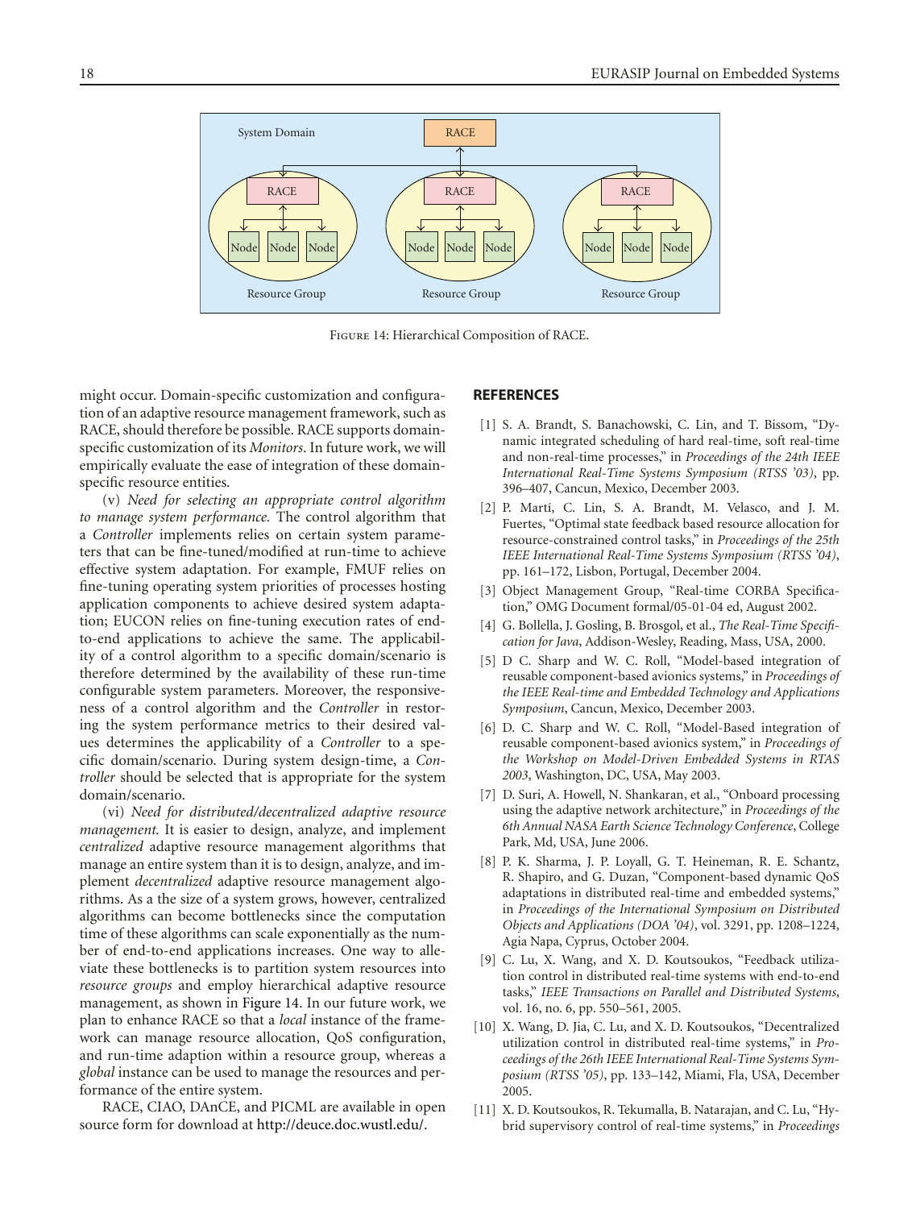System Domain

RACE

RACE

Node Node Node

Resource Group

RACE

Node Node Node

Resource Group

RACE

Node Node Node

Resource Group

Figure 14: Hierarchical Composition of RACE.

might occur. Domain-specific customization and configuration of an adaptive resource management framework, such as RACE, should therefore be possible. RACE supports domain-specific customization of its *Monitors*. In future work, we will empirically evaluate the ease of integration of these domain-specific resource entities.

(v) *Need for selecting an appropriate control algorithm to manage system performance.* The control algorithm that a *Controller* implements relies on certain system parameters that can be fine-tuned/modified at run-time to achieve effective system adaptation. For example, FMUF relies on fine-tuning operating system priorities of processes hosting application components to achieve desired system adaptation; EUCON relies on fine-tuning execution rates of end-to-end applications to achieve the same. The applicability of a control algorithm to a specific domain/scenario is therefore determined by the availability of these run-time configurable system parameters. Moreover, the responsiveness of a control algorithm and the *Controller* in restoring the system performance metrics to their desired values determines the applicability of a *Controller* to a specific domain/scenario. During system design-time, a *Controller* should be selected that is appropriate for the system domain/scenario.

(vi) *Need for distributed/decentralized adaptive resource management.* It is easier to design, analyze, and implement *centralized* adaptive resource management algorithms that manage an entire system than it is to design, analyze, and implement *decentralized* adaptive resource management algorithms. As a the size of a system grows, however, centralized algorithms can become bottlenecks since the computation time of these algorithms can scale exponentially as the number of end-to-end applications increases. One way to alleviate these bottlenecks is to partition system resources into *resource groups* and employ hierarchical adaptive resource management, as shown in Figure 14. In our future work, we plan to enhance RACE so that a *local* instance of the framework can manage resource allocation, QoS configuration, and run-time adaption within a resource group, whereas a *global* instance can be used to manage the resources and performance of the entire system.

RACE, CIAO, DAnCE, and PICML are available in open source form for download at http://deuce.doc.wustl.edu/.

## REFERENCES

[1] S. A. Brandt, S. Banachowski, C. Lin, and T. Bissom, "Dynamic integrated scheduling of hard real-time, soft real-time and non-real-time processes," in *Proceedings of the 24th IEEE International Real-Time Systems Symposium (RTSS '03)*, pp. 396–407, Cancun, Mexico, December 2003.

[2] P. Martí, C. Lin, S. A. Brandt, M. Velasco, and J. M. Fuertes, "Optimal state feedback based resource allocation for resource-constrained control tasks," in *Proceedings of the 25th IEEE International Real-Time Systems Symposium (RTSS '04)*, pp. 161–172, Lisbon, Portugal, December 2004.

[3] Object Management Group, "Real-time CORBA Specification," OMG Document formal/05-01-04 ed, August 2002.

[4] G. Bollella, J. Gosling, B. Brosgol, et al., *The Real-Time Specification for Java*, Addison-Wesley, Reading, Mass, USA, 2000.

[5] D C. Sharp and W. C. Roll, "Model-based integration of reusable component-based avionics systems," in *Proceedings of the IEEE Real-time and Embedded Technology and Applications Symposium*, Cancun, Mexico, December 2003.

[6] D. C. Sharp and W. C. Roll, "Model-Based integration of reusable component-based avionics system," in *Proceedings of the Workshop on Model-Driven Embedded Systems in RTAS 2003*, Washington, DC, USA, May 2003.

[7] D. Suri, A. Howell, N. Shankaran, et al., "Onboard processing using the adaptive network architecture," in *Proceedings of the 6th Annual NASA Earth Science Technology Conference*, College Park, Md, USA, June 2006.

[8] P. K. Sharma, J. P. Loyall, G. T. Heineman, R. E. Schantz, R. Shapiro, and G. Duzan, "Component-based dynamic QoS adaptations in distributed real-time and embedded systems," in *Proceedings of the International Symposium on Distributed Objects and Applications (DOA '04)*, vol. 3291, pp. 1208–1224, Agia Napa, Cyprus, October 2004.

[9] C. Lu, X. Wang, and X. D. Koutsoukos, "Feedback utilization control in distributed real-time systems with end-to-end tasks," *IEEE Transactions on Parallel and Distributed Systems*, vol. 16, no. 6, pp. 550–561, 2005.

[10] X. Wang, D. Jia, C. Lu, and X. D. Koutsoukos, "Decentralized utilization control in distributed real-time systems," in *Proceedings of the 26th IEEE International Real-Time Systems Symposium (RTSS '05)*, pp. 133–142, Miami, Fla, USA, December 2005.

[11] X. D. Koutsoukos, R. Tekumalla, B. Natarajan, and C. Lu, "Hybrid supervisory control of real-time systems," in *Proceedings*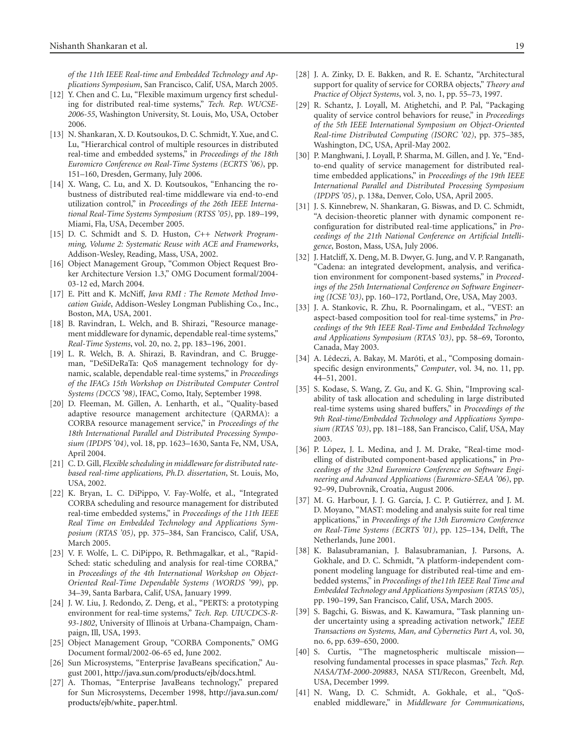*of the 11th IEEE Real-time and Embedded Technology and Applications Symposium*, San Francisco, Calif, USA, March 2005.

[12] Y. Chen and C. Lu, "Flexible maximum urgency first scheduling for distributed real-time systems," *Tech. Rep. WUCSE-2006-55*, Washington University, St. Louis, Mo, USA, October 2006.

[13] N. Shankaran, X. D. Koutsoukos, D. C. Schmidt, Y. Xue, and C. Lu, "Hierarchical control of multiple resources in distributed real-time and embedded systems," in *Proceedings of the 18th Euromicro Conference on Real-Time Systems (ECRTS '06)*, pp. 151–160, Dresden, Germany, July 2006.

[14] X. Wang, C. Lu, and X. D. Koutsoukos, "Enhancing the robustness of distributed real-time middleware via end-to-end utilization control," in *Proceedings of the 26th IEEE International Real-Time Systems Symposium (RTSS '05)*, pp. 189–199, Miami, Fla, USA, December 2005.

[15] D. C. Schmidt and S. D. Huston, *C++ Network Programming, Volume 2: Systematic Reuse with ACE and Frameworks*, Addison-Wesley, Reading, Mass, USA, 2002.

[16] Object Management Group, "Common Object Request Broker Architecture Version 1.3," OMG Document formal/2004-03-12 ed, March 2004.

[17] E. Pitt and K. McNiff, *Java RMI : The Remote Method Invocation Guide*, Addison-Wesley Longman Publishing Co., Inc., Boston, MA, USA, 2001.

[18] B. Ravindran, L. Welch, and B. Shirazi, "Resource management middleware for dynamic, dependable real-time systems," *Real-Time Systems*, vol. 20, no. 2, pp. 183–196, 2001.

[19] L. R. Welch, B. A. Shirazi, B. Ravindran, and C. Bruggeman, "DeSiDeRaTa: QoS management technology for dynamic, scalable, dependable real-time systems," in *Proceedings of the IFACs 15th Workshop on Distributed Computer Control Systems (DCCS '98)*, IFAC, Como, Italy, September 1998.

[20] D. Fleeman, M. Gillen, A. Lenharth, et al., "Quality-based adaptive resource management architecture (QARMA): a CORBA resource management service," in *Proceedings of the 18th International Parallel and Distributed Processing Symposium (IPDPS '04)*, vol. 18, pp. 1623–1630, Santa Fe, NM, USA, April 2004.

[21] C. D. Gill, *Flexible scheduling in middleware for distributed rate-based real-time applications, Ph.D. dissertation*, St. Louis, Mo, USA, 2002.

[22] K. Bryan, L. C. DiPippo, V. Fay-Wolfe, et al., "Integrated CORBA scheduling and resource management for distributed real-time embedded systems," in *Proceedings of the 11th IEEE Real Time on Embedded Technology and Applications Symposium (RTAS '05)*, pp. 375–384, San Francisco, Calif, USA, March 2005.

[23] V. F. Wolfe, L. C. DiPippo, R. Bethmagalkar, et al., "Rapid-Sched: static scheduling and analysis for real-time CORBA," in *Proceedings of the 4th International Workshop on Object-Oriented Real-Time Dependable Systems (WORDS '99)*, pp. 34–39, Santa Barbara, Calif, USA, January 1999.

[24] J. W. Liu, J. Redondo, Z. Deng, et al., "PERTS: a prototyping environment for real-time systems," *Tech. Rep. UIUCDCS-R-93-1802*, University of Illinois at Urbana-Champaign, Champaign, Ill, USA, 1993.

[25] Object Management Group, "CORBA Components," OMG Document formal/2002-06-65 ed, June 2002.

[26] Sun Microsystems, "Enterprise JavaBeans specification," August 2001, http://java.sun.com/products/ejb/docs.html.

[27] A. Thomas, "Enterprise JavaBeans technology," prepared for Sun Microsystems, December 1998, http://java.sun.com/products/ejb/white_paper.html.

[28] J. A. Zinky, D. E. Bakken, and R. E. Schantz, "Architectural support for quality of service for CORBA objects," *Theory and Practice of Object Systems*, vol. 3, no. 1, pp. 55–73, 1997.

[29] R. Schantz, J. Loyall, M. Atighetchi, and P. Pal, "Packaging quality of service control behaviors for reuse," in *Proceedings of the 5th IEEE International Symposium on Object-Oriented Real-time Distributed Computing (ISORC '02)*, pp. 375–385, Washington, DC, USA, April-May 2002.

[30] P. Manghwani, J. Loyall, P. Sharma, M. Gillen, and J. Ye, "End-to-end quality of service management for distributed real-time embedded applications," in *Proceedings of the 19th IEEE International Parallel and Distributed Processing Symposium (IPDPS '05)*, p. 138a, Denver, Colo, USA, April 2005.

[31] J. S. Kinnebrew, N. Shankaran, G. Biswas, and D. C. Schmidt, "A decision-theoretic planner with dynamic component reconfiguration for distributed real-time applications," in *Proceedings of the 21th National Conference on Artificial Intelligence*, Boston, Mass, USA, July 2006.

[32] J. Hatcliff, X. Deng, M. B. Dwyer, G. Jung, and V. P. Ranganath, "Cadena: an integrated development, analysis, and verification environment for component-based systems," in *Proceedings of the 25th International Conference on Software Engineering (ICSE '03)*, pp. 160–172, Portland, Ore, USA, May 2003.

[33] J. A. Stankovic, R. Zhu, R. Poornalingam, et al., "VEST: an aspect-based composition tool for real-time systems," in *Proceedings of the 9th IEEE Real-Time and Embedded Technology and Applications Symposium (RTAS '03)*, pp. 58–69, Toronto, Canada, May 2003.

[34] A. Lédeczi, A. Bakay, M. Maróti, et al., "Composing domain-specific design environments," *Computer*, vol. 34, no. 11, pp. 44–51, 2001.

[35] S. Kodase, S. Wang, Z. Gu, and K. G. Shin, "Improving scalability of task allocation and scheduling in large distributed real-time systems using shared buffers," in *Proceedings of the 9th Real-time/Embedded Technology and Applications Symposium (RTAS '03)*, pp. 181–188, San Francisco, Calif, USA, May 2003.

[36] P. López, J. L. Medina, and J. M. Drake, "Real-time modelling of distributed component-based applications," in *Proceedings of the 32nd Euromicro Conference on Software Engineering and Advanced Applications (Euromicro-SEAA '06)*, pp. 92–99, Dubrovnik, Croatia, August 2006.

[37] M. G. Harbour, J. J. G. García, J. C. P. Gutiérrez, and J. M. D. Moyano, "MAST: modeling and analysis suite for real time applications," in *Proceedings of the 13th Euromicro Conference on Real-Time Systems (ECRTS '01)*, pp. 125–134, Delft, The Netherlands, June 2001.

[38] K. Balasubramanian, J. Balasubramanian, J. Parsons, A. Gokhale, and D. C. Schmidt, "A platform-independent component modeling language for distributed real-time and embedded systems," in *Proceedings of the11th IEEE Real Time and Embedded Technology and Applications Symposium (RTAS '05)*, pp. 190–199, San Francisco, Calif, USA, March 2005.

[39] S. Bagchi, G. Biswas, and K. Kawamura, "Task planning under uncertainty using a spreading activation network," *IEEE Transactions on Systems, Man, and Cybernetics Part A*, vol. 30, no. 6, pp. 639–650, 2000.

[40] S. Curtis, "The magnetospheric multiscale mission—resolving fundamental processes in space plasmas," *Tech. Rep. NASA/TM-2000-209883*, NASA STI/Recon, Greenbelt, Md, USA, December 1999.

[41] N. Wang, D. C. Schmidt, A. Gokhale, et al., "QoS-enabled middleware," in *Middleware for Communications*,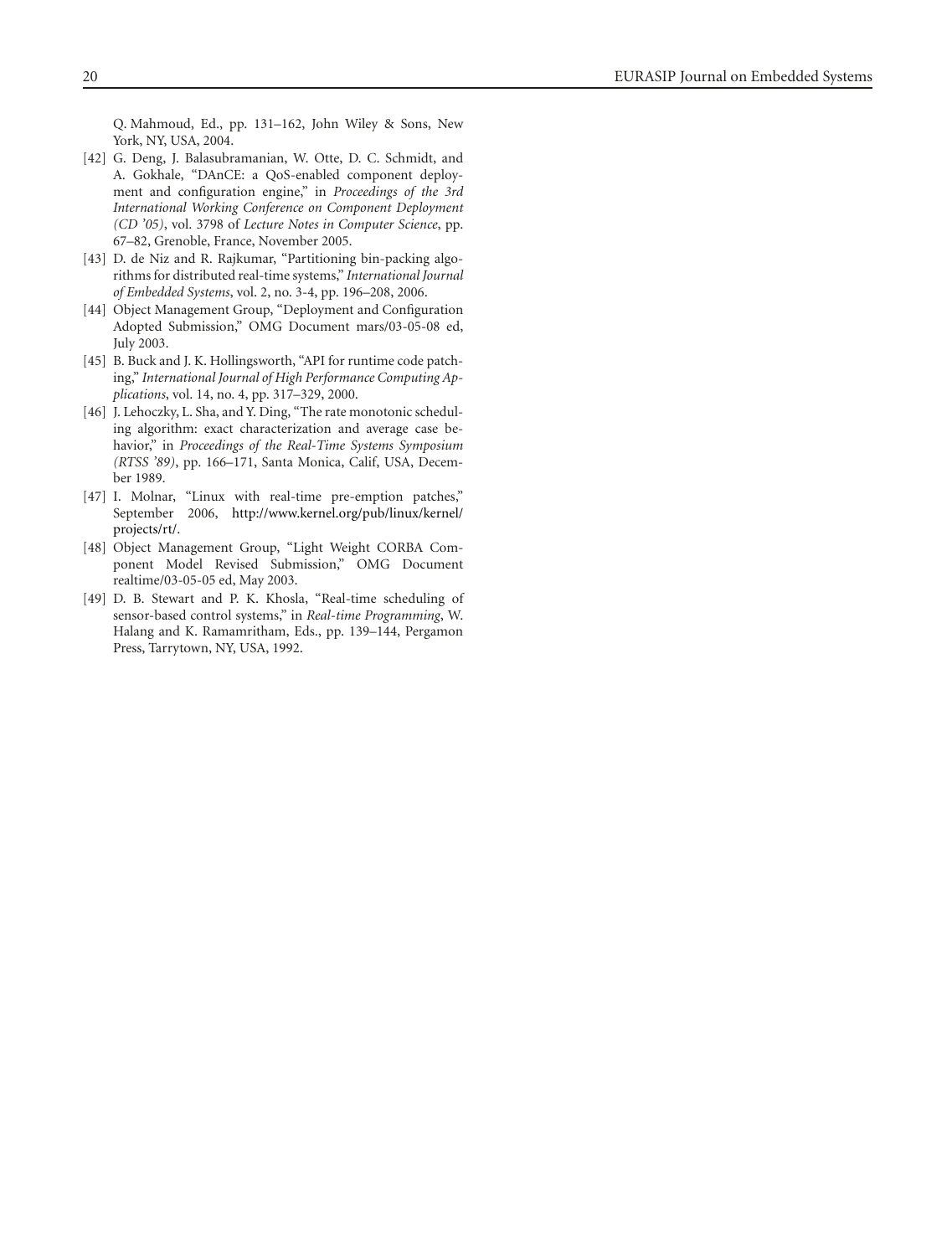Q. Mahmoud, Ed., pp. 131–162, John Wiley & Sons, New York, NY, USA, 2004.

[42] G. Deng, J. Balasubramanian, W. Otte, D. C. Schmidt, and A. Gokhale, "DAnCE: a QoS-enabled component deployment and configuration engine," in *Proceedings of the 3rd International Working Conference on Component Deployment (CD '05)*, vol. 3798 of *Lecture Notes in Computer Science*, pp. 67–82, Grenoble, France, November 2005.

[43] D. de Niz and R. Rajkumar, "Partitioning bin-packing algorithms for distributed real-time systems," *International Journal of Embedded Systems*, vol. 2, no. 3-4, pp. 196–208, 2006.

[44] Object Management Group, "Deployment and Configuration Adopted Submission," OMG Document mars/03-05-08 ed, July 2003.

[45] B. Buck and J. K. Hollingsworth, "API for runtime code patching," *International Journal of High Performance Computing Applications*, vol. 14, no. 4, pp. 317–329, 2000.

[46] J. Lehoczky, L. Sha, and Y. Ding, "The rate monotonic scheduling algorithm: exact characterization and average case behavior," in *Proceedings of the Real-Time Systems Symposium (RTSS '89)*, pp. 166–171, Santa Monica, Calif, USA, December 1989.

[47] I. Molnar, "Linux with real-time pre-emption patches," September 2006, http://www.kernel.org/pub/linux/kernel/projects/rt/.

[48] Object Management Group, "Light Weight CORBA Component Model Revised Submission," OMG Document realtime/03-05-05 ed, May 2003.

[49] D. B. Stewart and P. K. Khosla, "Real-time scheduling of sensor-based control systems," in *Real-time Programming*, W. Halang and K. Ramamritham, Eds., pp. 139–144, Pergamon Press, Tarrytown, NY, USA, 1992.